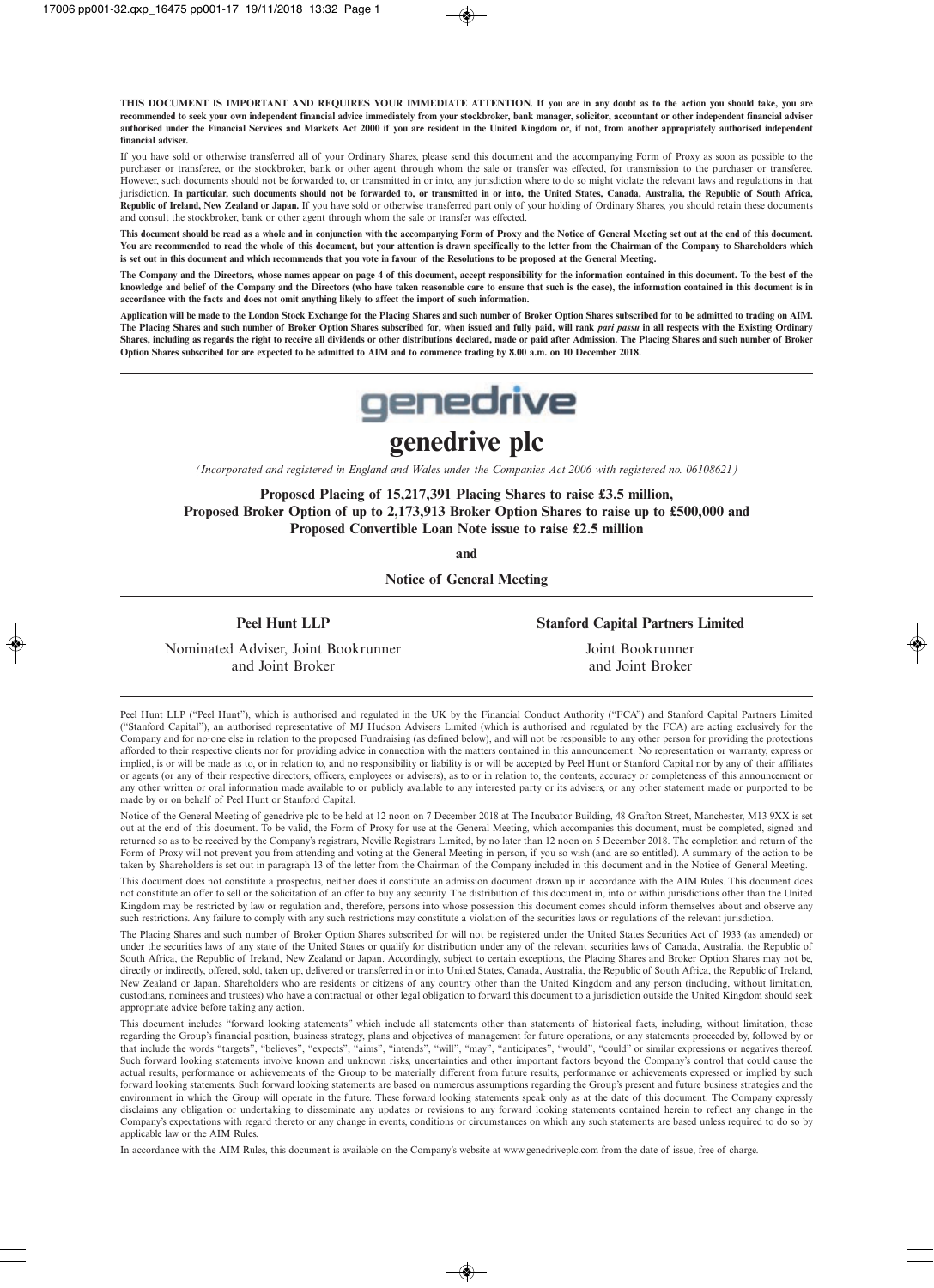**THIS DOCUMENT IS IMPORTANT AND REQUIRES YOUR IMMEDIATE ATTENTION. If you are in any doubt as to the action you should take, you are recommended to seek your own independent financial advice immediately from your stockbroker, bank manager, solicitor, accountant or other independent financial adviser authorised under the Financial Services and Markets Act 2000 if you are resident in the United Kingdom or, if not, from another appropriately authorised independent financial adviser.**

If you have sold or otherwise transferred all of your Ordinary Shares, please send this document and the accompanying Form of Proxy as soon as possible to the purchaser or transferee, or the stockbroker, bank or other agent through whom the sale or transfer was effected, for transmission to the purchaser or transferee. However, such documents should not be forwarded to, or transmitted in or into, any jurisdiction where to do so might violate the relevant laws and regulations in that jurisdiction. **In particular, such documents should not be forwarded to, or transmitted in or into, the United States, Canada, Australia, the Republic of South Africa, Republic of Ireland, New Zealand or Japan.** If you have sold or otherwise transferred part only of your holding of Ordinary Shares, you should retain these documents and consult the stockbroker, bank or other agent through whom the sale or transfer was effected.

**This document should be read as a whole and in conjunction with the accompanying Form of Proxy and the Notice of General Meeting set out at the end of this document. You are recommended to read the whole of this document, but your attention is drawn specifically to the letter from the Chairman of the Company to Shareholders which is set out in this document and which recommends that you vote in favour of the Resolutions to be proposed at the General Meeting.**

**The Company and the Directors, whose names appear on page 4 of this document, accept responsibility for the information contained in this document. To the best of the knowledge and belief of the Company and the Directors (who have taken reasonable care to ensure that such is the case), the information contained in this document is in accordance with the facts and does not omit anything likely to affect the import of such information.**

**Application will be made to the London Stock Exchange for the Placing Shares and such number of Broker Option Shares subscribed for to be admitted to trading on AIM. The Placing Shares and such number of Broker Option Shares subscribed for, when issued and fully paid, will rank *pari passu* in all respects with the Existing Ordinary Shares, including as regards the right to receive all dividends or other distributions declared, made or paid after Admission. The Placing Shares and such number of Broker Option Shares subscribed for are expected to be admitted to AIM and to commence trading by 8.00 a.m. on 10 December 2018.**

genedrive

# genedrive plc

*(Incorporated and registered in England and Wales under the Companies Act 2006 with registered no. 06108621)*

**Proposed Placing of 15,217,391 Placing Shares to raise £3.5 million,**
**Proposed Broker Option of up to 2,173,913 Broker Option Shares to raise up to £500,000 and**
**Proposed Convertible Loan Note issue to raise £2.5 million**

**and**

**Notice of General Meeting**

**Peel Hunt LLP**

Nominated Adviser, Joint Bookrunner and Joint Broker

**Stanford Capital Partners Limited**

Joint Bookrunner and Joint Broker

Peel Hunt LLP ("Peel Hunt"), which is authorised and regulated in the UK by the Financial Conduct Authority ("FCA") and Stanford Capital Partners Limited ("Stanford Capital"), an authorised representative of MJ Hudson Advisers Limited (which is authorised and regulated by the FCA) are acting exclusively for the Company and for no-one else in relation to the proposed Fundraising (as defined below), and will not be responsible to any other person for providing the protections afforded to their respective clients nor for providing advice in connection with the matters contained in this announcement. No representation or warranty, express or implied, is or will be made as to, or in relation to, and no responsibility or liability is or will be accepted by Peel Hunt or Stanford Capital nor by any of their affiliates or agents (or any of their respective directors, officers, employees or advisers), as to or in relation to, the contents, accuracy or completeness of this announcement or any other written or oral information made available to or publicly available to any interested party or its advisers, or any other statement made or purported to be made by or on behalf of Peel Hunt or Stanford Capital.

Notice of the General Meeting of genedrive plc to be held at 12 noon on 7 December 2018 at The Incubator Building, 48 Grafton Street, Manchester, M13 9XX is set out at the end of this document. To be valid, the Form of Proxy for use at the General Meeting, which accompanies this document, must be completed, signed and returned so as to be received by the Company's registrars, Neville Registrars Limited, by no later than 12 noon on 5 December 2018. The completion and return of the Form of Proxy will not prevent you from attending and voting at the General Meeting in person, if you so wish (and are so entitled). A summary of the action to be taken by Shareholders is set out in paragraph 13 of the letter from the Chairman of the Company included in this document and in the Notice of General Meeting.

This document does not constitute a prospectus, neither does it constitute an admission document drawn up in accordance with the AIM Rules. This document does not constitute an offer to sell or the solicitation of an offer to buy any security. The distribution of this document in, into or within jurisdictions other than the United Kingdom may be restricted by law or regulation and, therefore, persons into whose possession this document comes should inform themselves about and observe any such restrictions. Any failure to comply with any such restrictions may constitute a violation of the securities laws or regulations of the relevant jurisdiction.

The Placing Shares and such number of Broker Option Shares subscribed for will not be registered under the United States Securities Act of 1933 (as amended) or under the securities laws of any state of the United States or qualify for distribution under any of the relevant securities laws of Canada, Australia, the Republic of South Africa, the Republic of Ireland, New Zealand or Japan. Accordingly, subject to certain exceptions, the Placing Shares and Broker Option Shares may not be, directly or indirectly, offered, sold, taken up, delivered or transferred in or into United States, Canada, Australia, the Republic of South Africa, the Republic of Ireland, New Zealand or Japan. Shareholders who are residents or citizens of any country other than the United Kingdom and any person (including, without limitation, custodians, nominees and trustees) who have a contractual or other legal obligation to forward this document to a jurisdiction outside the United Kingdom should seek appropriate advice before taking any action.

This document includes "forward looking statements" which include all statements other than statements of historical facts, including, without limitation, those regarding the Group's financial position, business strategy, plans and objectives of management for future operations, or any statements proceeded by, followed by or that include the words "targets", "believes", "expects", "aims", "intends", "will", "may", "anticipates", "would", "could" or similar expressions or negatives thereof. Such forward looking statements involve known and unknown risks, uncertainties and other important factors beyond the Company's control that could cause the actual results, performance or achievements of the Group to be materially different from future results, performance or achievements expressed or implied by such forward looking statements. Such forward looking statements are based on numerous assumptions regarding the Group's present and future business strategies and the environment in which the Group will operate in the future. These forward looking statements speak only as at the date of this document. The Company expressly disclaims any obligation or undertaking to disseminate any updates or revisions to any forward looking statements contained herein to reflect any change in the Company's expectations with regard thereto or any change in events, conditions or circumstances on which any such statements are based unless required to do so by applicable law or the AIM Rules.

In accordance with the AIM Rules, this document is available on the Company's website at www.genedriveplc.com from the date of issue, free of charge.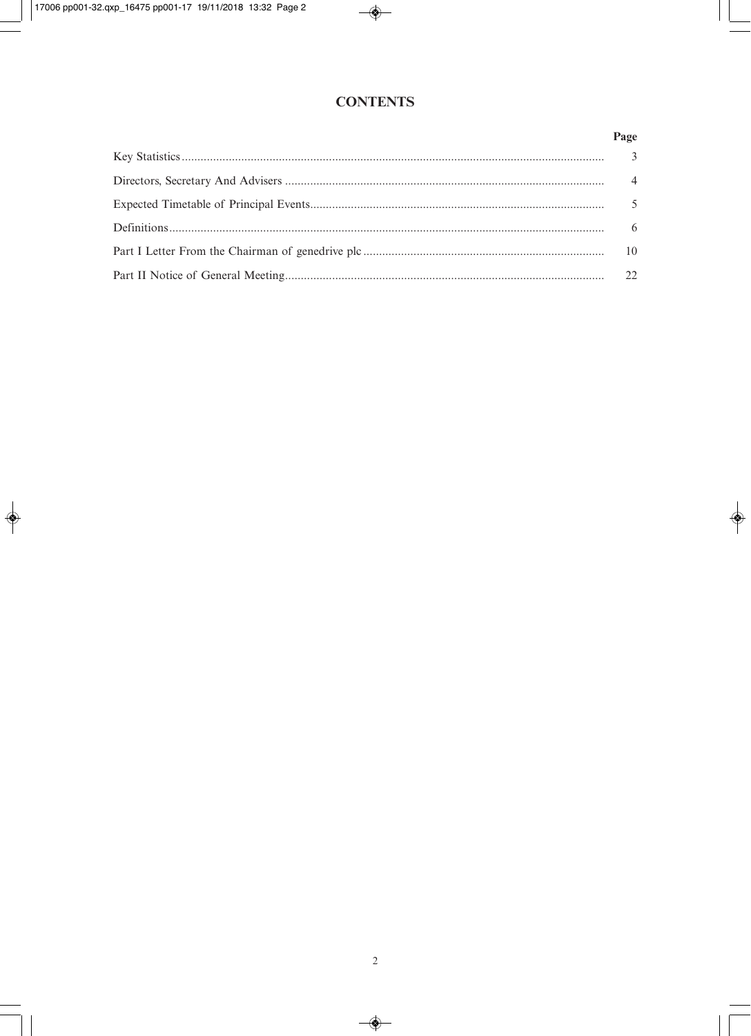# CONTENTS

| | Page |
|---|---|
| Key Statistics | 3 |
| Directors, Secretary And Advisers | 4 |
| Expected Timetable of Principal Events | 5 |
| Definitions | 6 |
| Part I Letter From the Chairman of genedrive plc | 10 |
| Part II Notice of General Meeting | 22 |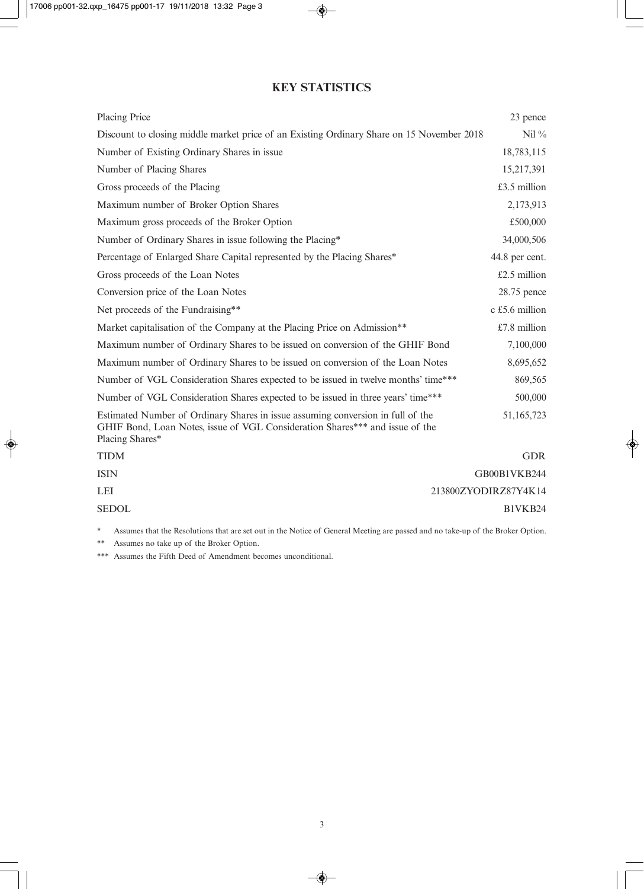# KEY STATISTICS

| | |
|---|---|
| Placing Price | 23 pence |
| Discount to closing middle market price of an Existing Ordinary Share on 15 November 2018 | Nil % |
| Number of Existing Ordinary Shares in issue | 18,783,115 |
| Number of Placing Shares | 15,217,391 |
| Gross proceeds of the Placing | £3.5 million |
| Maximum number of Broker Option Shares | 2,173,913 |
| Maximum gross proceeds of the Broker Option | £500,000 |
| Number of Ordinary Shares in issue following the Placing* | 34,000,506 |
| Percentage of Enlarged Share Capital represented by the Placing Shares* | 44.8 per cent. |
| Gross proceeds of the Loan Notes | £2.5 million |
| Conversion price of the Loan Notes | 28.75 pence |
| Net proceeds of the Fundraising** | c £5.6 million |
| Market capitalisation of the Company at the Placing Price on Admission** | £7.8 million |
| Maximum number of Ordinary Shares to be issued on conversion of the GHIF Bond | 7,100,000 |
| Maximum number of Ordinary Shares to be issued on conversion of the Loan Notes | 8,695,652 |
| Number of VGL Consideration Shares expected to be issued in twelve months' time*** | 869,565 |
| Number of VGL Consideration Shares expected to be issued in three years' time*** | 500,000 |
| Estimated Number of Ordinary Shares in issue assuming conversion in full of the GHIF Bond, Loan Notes, issue of VGL Consideration Shares*** and issue of the Placing Shares* | 51,165,723 |
| TIDM | GDR |
| ISIN | GB00B1VKB244 |
| LEI | 213800ZYODIRZ87Y4K14 |
| SEDOL | B1VKB24 |

\* Assumes that the Resolutions that are set out in the Notice of General Meeting are passed and no take-up of the Broker Option.

\*\* Assumes no take up of the Broker Option.

\*\*\* Assumes the Fifth Deed of Amendment becomes unconditional.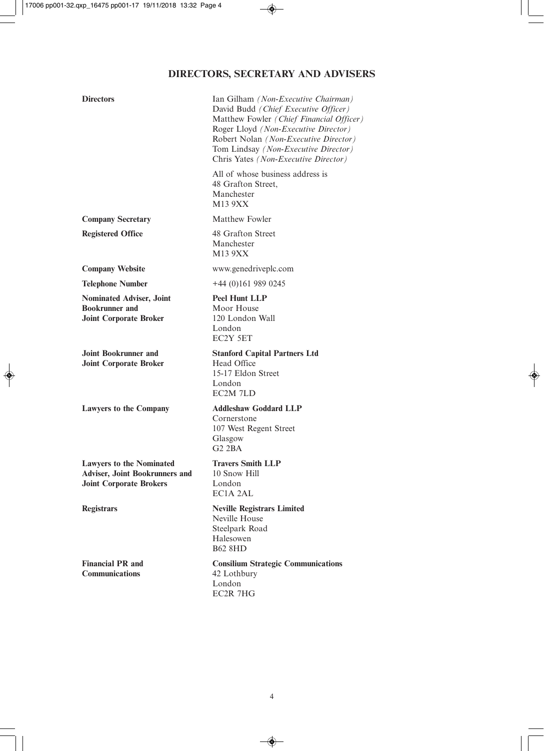# DIRECTORS, SECRETARY AND ADVISERS

| | |
|---|---|
| **Directors** | Ian Gilham *(Non-Executive Chairman)*<br>David Budd *(Chief Executive Officer)*<br>Matthew Fowler *(Chief Financial Officer)*<br>Roger Lloyd *(Non-Executive Director)*<br>Robert Nolan *(Non-Executive Director)*<br>Tom Lindsay *(Non-Executive Director)*<br>Chris Yates *(Non-Executive Director)*<br><br>All of whose business address is<br>48 Grafton Street,<br>Manchester<br>M13 9XX |
| **Company Secretary** | Matthew Fowler |
| **Registered Office** | 48 Grafton Street<br>Manchester<br>M13 9XX |
| **Company Website** | www.genedriveplc.com |
| **Telephone Number** | +44 (0)161 989 0245 |
| **Nominated Adviser, Joint Bookrunner and Joint Corporate Broker** | **Peel Hunt LLP**<br>Moor House<br>120 London Wall<br>London<br>EC2Y 5ET |
| **Joint Bookrunner and Joint Corporate Broker** | **Stanford Capital Partners Ltd**<br>Head Office<br>15-17 Eldon Street<br>London<br>EC2M 7LD |
| **Lawyers to the Company** | **Addleshaw Goddard LLP**<br>Cornerstone<br>107 West Regent Street<br>Glasgow<br>G2 2BA |
| **Lawyers to the Nominated Adviser, Joint Bookrunners and Joint Corporate Brokers** | **Travers Smith LLP**<br>10 Snow Hill<br>London<br>EC1A 2AL |
| **Registrars** | **Neville Registrars Limited**<br>Neville House<br>Steelpark Road<br>Halesowen<br>B62 8HD |
| **Financial PR and Communications** | **Consilium Strategic Communications**<br>42 Lothbury<br>London<br>EC2R 7HG |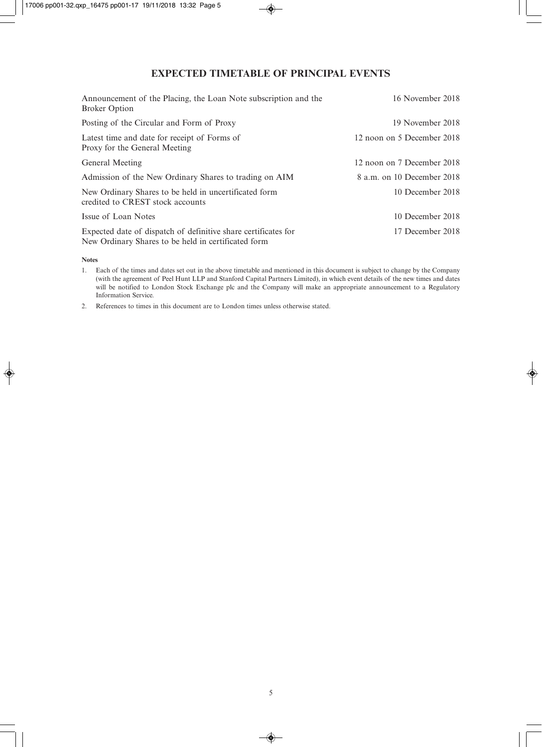# EXPECTED TIMETABLE OF PRINCIPAL EVENTS

| | |
|---|---|
| Announcement of the Placing, the Loan Note subscription and the Broker Option | 16 November 2018 |
| Posting of the Circular and Form of Proxy | 19 November 2018 |
| Latest time and date for receipt of Forms of Proxy for the General Meeting | 12 noon on 5 December 2018 |
| General Meeting | 12 noon on 7 December 2018 |
| Admission of the New Ordinary Shares to trading on AIM | 8 a.m. on 10 December 2018 |
| New Ordinary Shares to be held in uncertificated form credited to CREST stock accounts | 10 December 2018 |
| Issue of Loan Notes | 10 December 2018 |
| Expected date of dispatch of definitive share certificates for New Ordinary Shares to be held in certificated form | 17 December 2018 |

**Notes**

1. Each of the times and dates set out in the above timetable and mentioned in this document is subject to change by the Company (with the agreement of Peel Hunt LLP and Stanford Capital Partners Limited), in which event details of the new times and dates will be notified to London Stock Exchange plc and the Company will make an appropriate announcement to a Regulatory Information Service.
2. References to times in this document are to London times unless otherwise stated.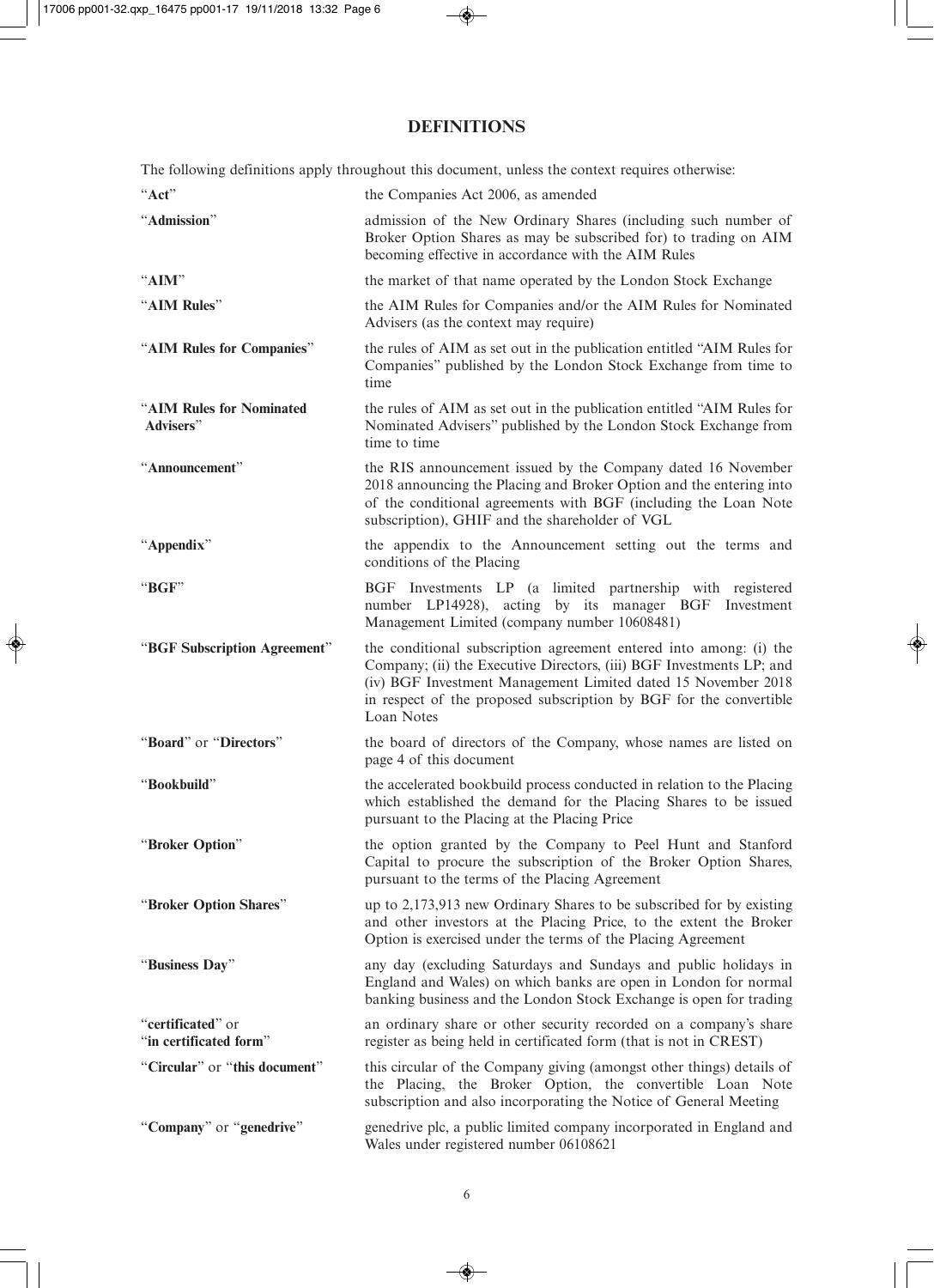# DEFINITIONS

The following definitions apply throughout this document, unless the context requires otherwise:

| | |
|---|---|
| "**Act**" | the Companies Act 2006, as amended |
| "**Admission**" | admission of the New Ordinary Shares (including such number of Broker Option Shares as may be subscribed for) to trading on AIM becoming effective in accordance with the AIM Rules |
| "**AIM**" | the market of that name operated by the London Stock Exchange |
| "**AIM Rules**" | the AIM Rules for Companies and/or the AIM Rules for Nominated Advisers (as the context may require) |
| "**AIM Rules for Companies**" | the rules of AIM as set out in the publication entitled "AIM Rules for Companies" published by the London Stock Exchange from time to time |
| "**AIM Rules for Nominated Advisers**" | the rules of AIM as set out in the publication entitled "AIM Rules for Nominated Advisers" published by the London Stock Exchange from time to time |
| "**Announcement**" | the RIS announcement issued by the Company dated 16 November 2018 announcing the Placing and Broker Option and the entering into of the conditional agreements with BGF (including the Loan Note subscription), GHIF and the shareholder of VGL |
| "**Appendix**" | the appendix to the Announcement setting out the terms and conditions of the Placing |
| "**BGF**" | BGF Investments LP (a limited partnership with registered number LP14928), acting by its manager BGF Investment Management Limited (company number 10608481) |
| "**BGF Subscription Agreement**" | the conditional subscription agreement entered into among: (i) the Company; (ii) the Executive Directors, (iii) BGF Investments LP; and (iv) BGF Investment Management Limited dated 15 November 2018 in respect of the proposed subscription by BGF for the convertible Loan Notes |
| "**Board**" or "**Directors**" | the board of directors of the Company, whose names are listed on page 4 of this document |
| "**Bookbuild**" | the accelerated bookbuild process conducted in relation to the Placing which established the demand for the Placing Shares to be issued pursuant to the Placing at the Placing Price |
| "**Broker Option**" | the option granted by the Company to Peel Hunt and Stanford Capital to procure the subscription of the Broker Option Shares, pursuant to the terms of the Placing Agreement |
| "**Broker Option Shares**" | up to 2,173,913 new Ordinary Shares to be subscribed for by existing and other investors at the Placing Price, to the extent the Broker Option is exercised under the terms of the Placing Agreement |
| "**Business Day**" | any day (excluding Saturdays and Sundays and public holidays in England and Wales) on which banks are open in London for normal banking business and the London Stock Exchange is open for trading |
| "**certificated**" or "**in certificated form**" | an ordinary share or other security recorded on a company's share register as being held in certificated form (that is not in CREST) |
| "**Circular**" or "**this document**" | this circular of the Company giving (amongst other things) details of the Placing, the Broker Option, the convertible Loan Note subscription and also incorporating the Notice of General Meeting |
| "**Company**" or "**genedrive**" | genedrive plc, a public limited company incorporated in England and Wales under registered number 06108621 |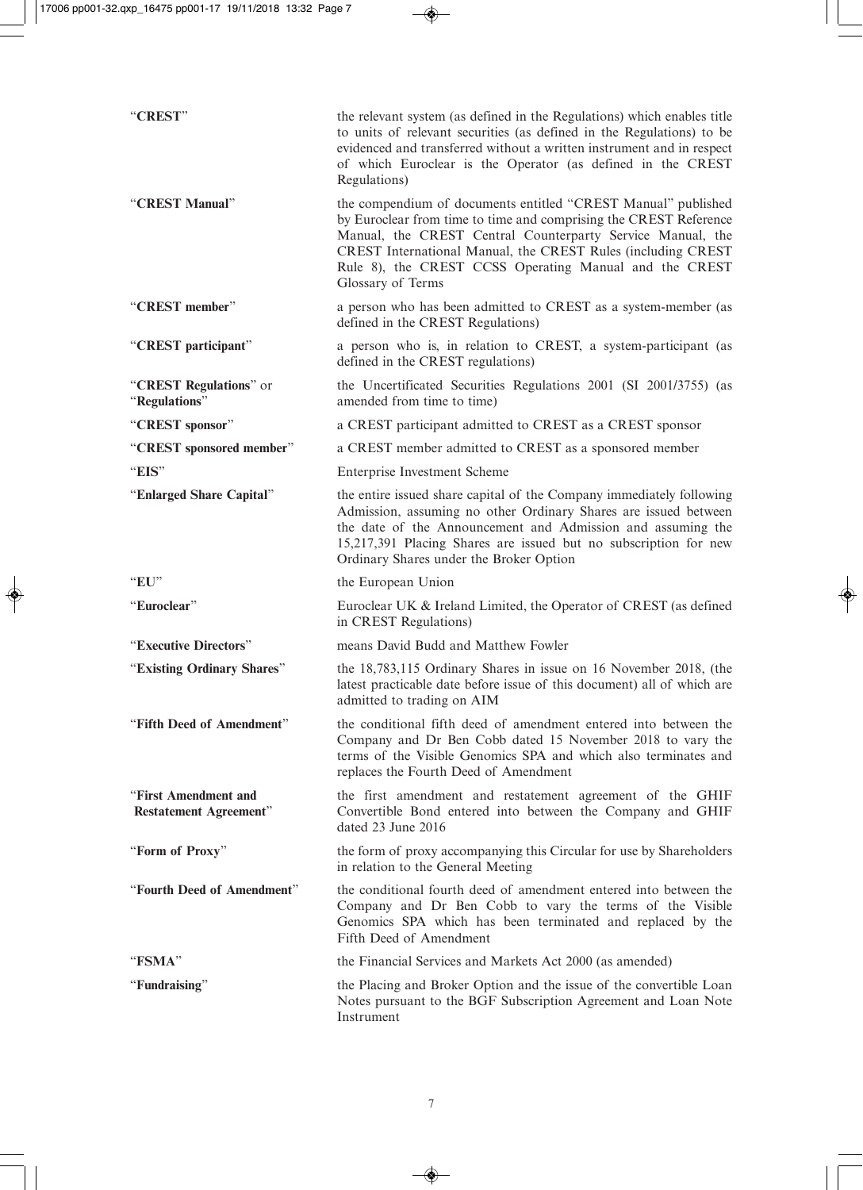| | |
|---|---|
| "**CREST**" | the relevant system (as defined in the Regulations) which enables title to units of relevant securities (as defined in the Regulations) to be evidenced and transferred without a written instrument and in respect of which Euroclear is the Operator (as defined in the CREST Regulations) |
| "**CREST Manual**" | the compendium of documents entitled "CREST Manual" published by Euroclear from time to time and comprising the CREST Reference Manual, the CREST Central Counterparty Service Manual, the CREST International Manual, the CREST Rules (including CREST Rule 8), the CREST CCSS Operating Manual and the CREST Glossary of Terms |
| "**CREST member**" | a person who has been admitted to CREST as a system-member (as defined in the CREST Regulations) |
| "**CREST participant**" | a person who is, in relation to CREST, a system-participant (as defined in the CREST regulations) |
| "**CREST Regulations**" or "**Regulations**" | the Uncertificated Securities Regulations 2001 (SI 2001/3755) (as amended from time to time) |
| "**CREST sponsor**" | a CREST participant admitted to CREST as a CREST sponsor |
| "**CREST sponsored member**" | a CREST member admitted to CREST as a sponsored member |
| "**EIS**" | Enterprise Investment Scheme |
| "**Enlarged Share Capital**" | the entire issued share capital of the Company immediately following Admission, assuming no other Ordinary Shares are issued between the date of the Announcement and Admission and assuming the 15,217,391 Placing Shares are issued but no subscription for new Ordinary Shares under the Broker Option |
| "**EU**" | the European Union |
| "**Euroclear**" | Euroclear UK & Ireland Limited, the Operator of CREST (as defined in CREST Regulations) |
| "**Executive Directors**" | means David Budd and Matthew Fowler |
| "**Existing Ordinary Shares**" | the 18,783,115 Ordinary Shares in issue on 16 November 2018, (the latest practicable date before issue of this document) all of which are admitted to trading on AIM |
| "**Fifth Deed of Amendment**" | the conditional fifth deed of amendment entered into between the Company and Dr Ben Cobb dated 15 November 2018 to vary the terms of the Visible Genomics SPA and which also terminates and replaces the Fourth Deed of Amendment |
| "**First Amendment and Restatement Agreement**" | the first amendment and restatement agreement of the GHIF Convertible Bond entered into between the Company and GHIF dated 23 June 2016 |
| "**Form of Proxy**" | the form of proxy accompanying this Circular for use by Shareholders in relation to the General Meeting |
| "**Fourth Deed of Amendment**" | the conditional fourth deed of amendment entered into between the Company and Dr Ben Cobb to vary the terms of the Visible Genomics SPA which has been terminated and replaced by the Fifth Deed of Amendment |
| "**FSMA**" | the Financial Services and Markets Act 2000 (as amended) |
| "**Fundraising**" | the Placing and Broker Option and the issue of the convertible Loan Notes pursuant to the BGF Subscription Agreement and Loan Note Instrument |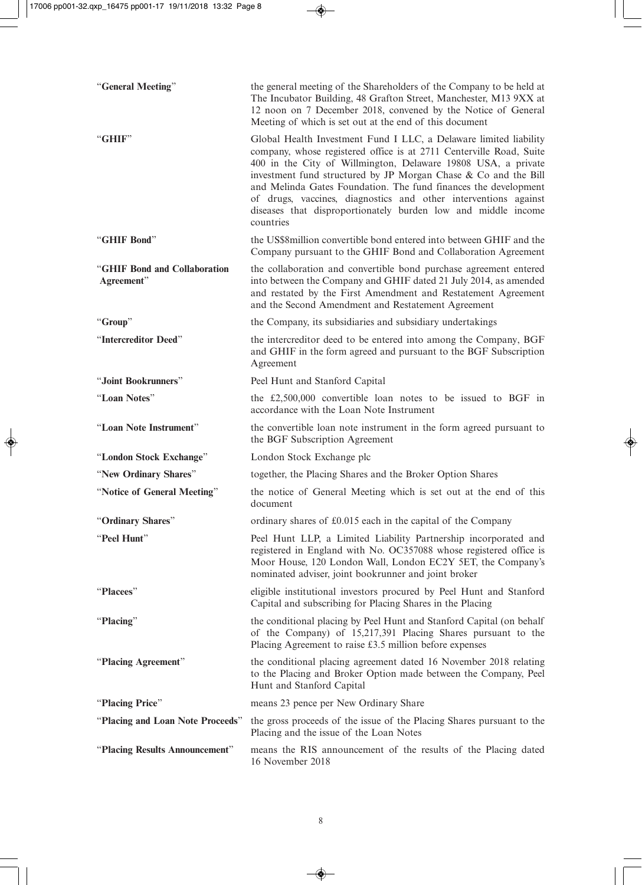| | |
|---|---|
| "**General Meeting**" | the general meeting of the Shareholders of the Company to be held at The Incubator Building, 48 Grafton Street, Manchester, M13 9XX at 12 noon on 7 December 2018, convened by the Notice of General Meeting of which is set out at the end of this document |
| "**GHIF**" | Global Health Investment Fund I LLC, a Delaware limited liability company, whose registered office is at 2711 Centerville Road, Suite 400 in the City of Willmington, Delaware 19808 USA, a private investment fund structured by JP Morgan Chase & Co and the Bill and Melinda Gates Foundation. The fund finances the development of drugs, vaccines, diagnostics and other interventions against diseases that disproportionately burden low and middle income countries |
| "**GHIF Bond**" | the US$8million convertible bond entered into between GHIF and the Company pursuant to the GHIF Bond and Collaboration Agreement |
| "**GHIF Bond and Collaboration Agreement**" | the collaboration and convertible bond purchase agreement entered into between the Company and GHIF dated 21 July 2014, as amended and restated by the First Amendment and Restatement Agreement and the Second Amendment and Restatement Agreement |
| "**Group**" | the Company, its subsidiaries and subsidiary undertakings |
| "**Intercreditor Deed**" | the intercreditor deed to be entered into among the Company, BGF and GHIF in the form agreed and pursuant to the BGF Subscription Agreement |
| "**Joint Bookrunners**" | Peel Hunt and Stanford Capital |
| "**Loan Notes**" | the £2,500,000 convertible loan notes to be issued to BGF in accordance with the Loan Note Instrument |
| "**Loan Note Instrument**" | the convertible loan note instrument in the form agreed pursuant to the BGF Subscription Agreement |
| "**London Stock Exchange**" | London Stock Exchange plc |
| "**New Ordinary Shares**" | together, the Placing Shares and the Broker Option Shares |
| "**Notice of General Meeting**" | the notice of General Meeting which is set out at the end of this document |
| "**Ordinary Shares**" | ordinary shares of £0.015 each in the capital of the Company |
| "**Peel Hunt**" | Peel Hunt LLP, a Limited Liability Partnership incorporated and registered in England with No. OC357088 whose registered office is Moor House, 120 London Wall, London EC2Y 5ET, the Company's nominated adviser, joint bookrunner and joint broker |
| "**Placees**" | eligible institutional investors procured by Peel Hunt and Stanford Capital and subscribing for Placing Shares in the Placing |
| "**Placing**" | the conditional placing by Peel Hunt and Stanford Capital (on behalf of the Company) of 15,217,391 Placing Shares pursuant to the Placing Agreement to raise £3.5 million before expenses |
| "**Placing Agreement**" | the conditional placing agreement dated 16 November 2018 relating to the Placing and Broker Option made between the Company, Peel Hunt and Stanford Capital |
| "**Placing Price**" | means 23 pence per New Ordinary Share |
| "**Placing and Loan Note Proceeds**" | the gross proceeds of the issue of the Placing Shares pursuant to the Placing and the issue of the Loan Notes |
| "**Placing Results Announcement**" | means the RIS announcement of the results of the Placing dated 16 November 2018 |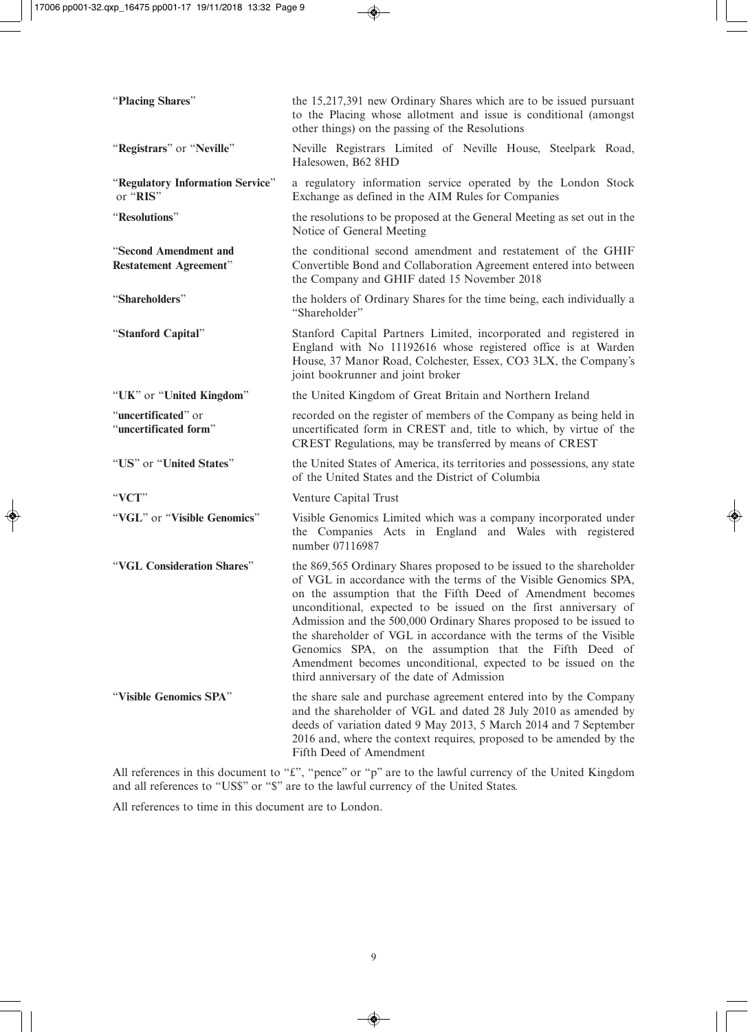| | |
|---|---|
| "**Placing Shares**" | the 15,217,391 new Ordinary Shares which are to be issued pursuant to the Placing whose allotment and issue is conditional (amongst other things) on the passing of the Resolutions |
| "**Registrars**" or "**Neville**" | Neville Registrars Limited of Neville House, Steelpark Road, Halesowen, B62 8HD |
| "**Regulatory Information Service**" or "**RIS**" | a regulatory information service operated by the London Stock Exchange as defined in the AIM Rules for Companies |
| "**Resolutions**" | the resolutions to be proposed at the General Meeting as set out in the Notice of General Meeting |
| "**Second Amendment and Restatement Agreement**" | the conditional second amendment and restatement of the GHIF Convertible Bond and Collaboration Agreement entered into between the Company and GHIF dated 15 November 2018 |
| "**Shareholders**" | the holders of Ordinary Shares for the time being, each individually a "Shareholder" |
| "**Stanford Capital**" | Stanford Capital Partners Limited, incorporated and registered in England with No 11192616 whose registered office is at Warden House, 37 Manor Road, Colchester, Essex, CO3 3LX, the Company's joint bookrunner and joint broker |
| "**UK**" or "**United Kingdom**" | the United Kingdom of Great Britain and Northern Ireland |
| "**uncertificated**" or "**uncertificated form**" | recorded on the register of members of the Company as being held in uncertificated form in CREST and, title to which, by virtue of the CREST Regulations, may be transferred by means of CREST |
| "**US**" or "**United States**" | the United States of America, its territories and possessions, any state of the United States and the District of Columbia |
| "**VCT**" | Venture Capital Trust |
| "**VGL**" or "**Visible Genomics**" | Visible Genomics Limited which was a company incorporated under the Companies Acts in England and Wales with registered number 07116987 |
| "**VGL Consideration Shares**" | the 869,565 Ordinary Shares proposed to be issued to the shareholder of VGL in accordance with the terms of the Visible Genomics SPA, on the assumption that the Fifth Deed of Amendment becomes unconditional, expected to be issued on the first anniversary of Admission and the 500,000 Ordinary Shares proposed to be issued to the shareholder of VGL in accordance with the terms of the Visible Genomics SPA, on the assumption that the Fifth Deed of Amendment becomes unconditional, expected to be issued on the third anniversary of the date of Admission |
| "**Visible Genomics SPA**" | the share sale and purchase agreement entered into by the Company and the shareholder of VGL and dated 28 July 2010 as amended by deeds of variation dated 9 May 2013, 5 March 2014 and 7 September 2016 and, where the context requires, proposed to be amended by the Fifth Deed of Amendment |

All references in this document to "£", "pence" or "p" are to the lawful currency of the United Kingdom and all references to "US$" or "$" are to the lawful currency of the United States.

All references to time in this document are to London.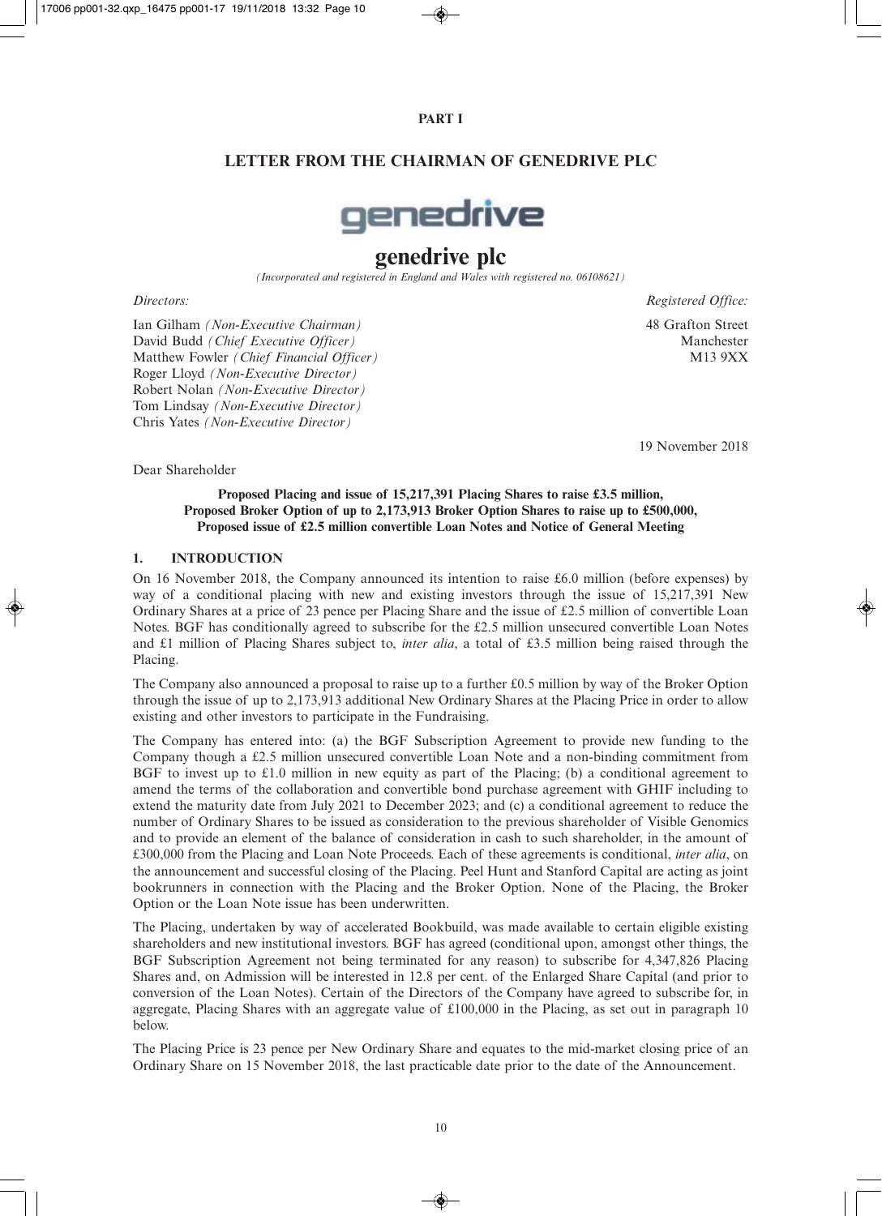**PART I**

**LETTER FROM THE CHAIRMAN OF GENEDRIVE PLC**

# genedrive plc

*(Incorporated and registered in England and Wales with registered no. 06108621)*

*Directors:*

Ian Gilham *(Non-Executive Chairman)*
David Budd *(Chief Executive Officer)*
Matthew Fowler *(Chief Financial Officer)*
Roger Lloyd *(Non-Executive Director)*
Robert Nolan *(Non-Executive Director)*
Tom Lindsay *(Non-Executive Director)*
Chris Yates *(Non-Executive Director)*

*Registered Office:*

48 Grafton Street
Manchester
M13 9XX

19 November 2018

Dear Shareholder

**Proposed Placing and issue of 15,217,391 Placing Shares to raise £3.5 million, Proposed Broker Option of up to 2,173,913 Broker Option Shares to raise up to £500,000, Proposed issue of £2.5 million convertible Loan Notes and Notice of General Meeting**

## 1. INTRODUCTION

On 16 November 2018, the Company announced its intention to raise £6.0 million (before expenses) by way of a conditional placing with new and existing investors through the issue of 15,217,391 New Ordinary Shares at a price of 23 pence per Placing Share and the issue of £2.5 million of convertible Loan Notes. BGF has conditionally agreed to subscribe for the £2.5 million unsecured convertible Loan Notes and £1 million of Placing Shares subject to, *inter alia*, a total of £3.5 million being raised through the Placing.

The Company also announced a proposal to raise up to a further £0.5 million by way of the Broker Option through the issue of up to 2,173,913 additional New Ordinary Shares at the Placing Price in order to allow existing and other investors to participate in the Fundraising.

The Company has entered into: (a) the BGF Subscription Agreement to provide new funding to the Company though a £2.5 million unsecured convertible Loan Note and a non-binding commitment from BGF to invest up to £1.0 million in new equity as part of the Placing; (b) a conditional agreement to amend the terms of the collaboration and convertible bond purchase agreement with GHIF including to extend the maturity date from July 2021 to December 2023; and (c) a conditional agreement to reduce the number of Ordinary Shares to be issued as consideration to the previous shareholder of Visible Genomics and to provide an element of the balance of consideration in cash to such shareholder, in the amount of £300,000 from the Placing and Loan Note Proceeds. Each of these agreements is conditional, *inter alia*, on the announcement and successful closing of the Placing. Peel Hunt and Stanford Capital are acting as joint bookrunners in connection with the Placing and the Broker Option. None of the Placing, the Broker Option or the Loan Note issue has been underwritten.

The Placing, undertaken by way of accelerated Bookbuild, was made available to certain eligible existing shareholders and new institutional investors. BGF has agreed (conditional upon, amongst other things, the BGF Subscription Agreement not being terminated for any reason) to subscribe for 4,347,826 Placing Shares and, on Admission will be interested in 12.8 per cent. of the Enlarged Share Capital (and prior to conversion of the Loan Notes). Certain of the Directors of the Company have agreed to subscribe for, in aggregate, Placing Shares with an aggregate value of £100,000 in the Placing, as set out in paragraph 10 below.

The Placing Price is 23 pence per New Ordinary Share and equates to the mid-market closing price of an Ordinary Share on 15 November 2018, the last practicable date prior to the date of the Announcement.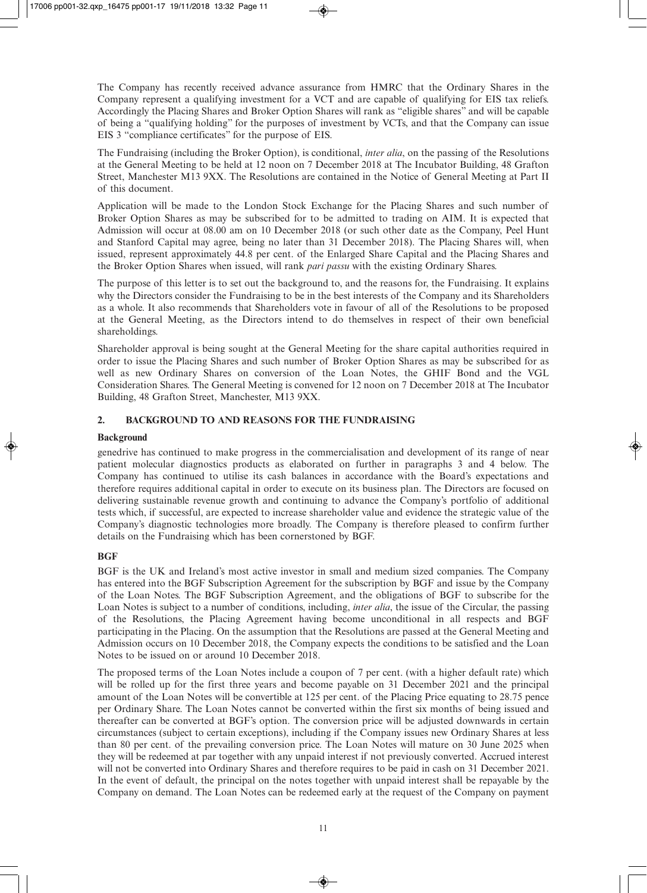The Company has recently received advance assurance from HMRC that the Ordinary Shares in the Company represent a qualifying investment for a VCT and are capable of qualifying for EIS tax reliefs. Accordingly the Placing Shares and Broker Option Shares will rank as "eligible shares" and will be capable of being a "qualifying holding" for the purposes of investment by VCTs, and that the Company can issue EIS 3 "compliance certificates" for the purpose of EIS.

The Fundraising (including the Broker Option), is conditional, *inter alia*, on the passing of the Resolutions at the General Meeting to be held at 12 noon on 7 December 2018 at The Incubator Building, 48 Grafton Street, Manchester M13 9XX. The Resolutions are contained in the Notice of General Meeting at Part II of this document.

Application will be made to the London Stock Exchange for the Placing Shares and such number of Broker Option Shares as may be subscribed for to be admitted to trading on AIM. It is expected that Admission will occur at 08.00 am on 10 December 2018 (or such other date as the Company, Peel Hunt and Stanford Capital may agree, being no later than 31 December 2018). The Placing Shares will, when issued, represent approximately 44.8 per cent. of the Enlarged Share Capital and the Placing Shares and the Broker Option Shares when issued, will rank *pari passu* with the existing Ordinary Shares.

The purpose of this letter is to set out the background to, and the reasons for, the Fundraising. It explains why the Directors consider the Fundraising to be in the best interests of the Company and its Shareholders as a whole. It also recommends that Shareholders vote in favour of all of the Resolutions to be proposed at the General Meeting, as the Directors intend to do themselves in respect of their own beneficial shareholdings.

Shareholder approval is being sought at the General Meeting for the share capital authorities required in order to issue the Placing Shares and such number of Broker Option Shares as may be subscribed for as well as new Ordinary Shares on conversion of the Loan Notes, the GHIF Bond and the VGL Consideration Shares. The General Meeting is convened for 12 noon on 7 December 2018 at The Incubator Building, 48 Grafton Street, Manchester, M13 9XX.

## 2. BACKGROUND TO AND REASONS FOR THE FUNDRAISING

**Background**

genedrive has continued to make progress in the commercialisation and development of its range of near patient molecular diagnostics products as elaborated on further in paragraphs 3 and 4 below. The Company has continued to utilise its cash balances in accordance with the Board's expectations and therefore requires additional capital in order to execute on its business plan. The Directors are focused on delivering sustainable revenue growth and continuing to advance the Company's portfolio of additional tests which, if successful, are expected to increase shareholder value and evidence the strategic value of the Company's diagnostic technologies more broadly. The Company is therefore pleased to confirm further details on the Fundraising which has been cornerstoned by BGF.

**BGF**

BGF is the UK and Ireland's most active investor in small and medium sized companies. The Company has entered into the BGF Subscription Agreement for the subscription by BGF and issue by the Company of the Loan Notes. The BGF Subscription Agreement, and the obligations of BGF to subscribe for the Loan Notes is subject to a number of conditions, including, *inter alia*, the issue of the Circular, the passing of the Resolutions, the Placing Agreement having become unconditional in all respects and BGF participating in the Placing. On the assumption that the Resolutions are passed at the General Meeting and Admission occurs on 10 December 2018, the Company expects the conditions to be satisfied and the Loan Notes to be issued on or around 10 December 2018.

The proposed terms of the Loan Notes include a coupon of 7 per cent. (with a higher default rate) which will be rolled up for the first three years and become payable on 31 December 2021 and the principal amount of the Loan Notes will be convertible at 125 per cent. of the Placing Price equating to 28.75 pence per Ordinary Share. The Loan Notes cannot be converted within the first six months of being issued and thereafter can be converted at BGF's option. The conversion price will be adjusted downwards in certain circumstances (subject to certain exceptions), including if the Company issues new Ordinary Shares at less than 80 per cent. of the prevailing conversion price. The Loan Notes will mature on 30 June 2025 when they will be redeemed at par together with any unpaid interest if not previously converted. Accrued interest will not be converted into Ordinary Shares and therefore requires to be paid in cash on 31 December 2021. In the event of default, the principal on the notes together with unpaid interest shall be repayable by the Company on demand. The Loan Notes can be redeemed early at the request of the Company on payment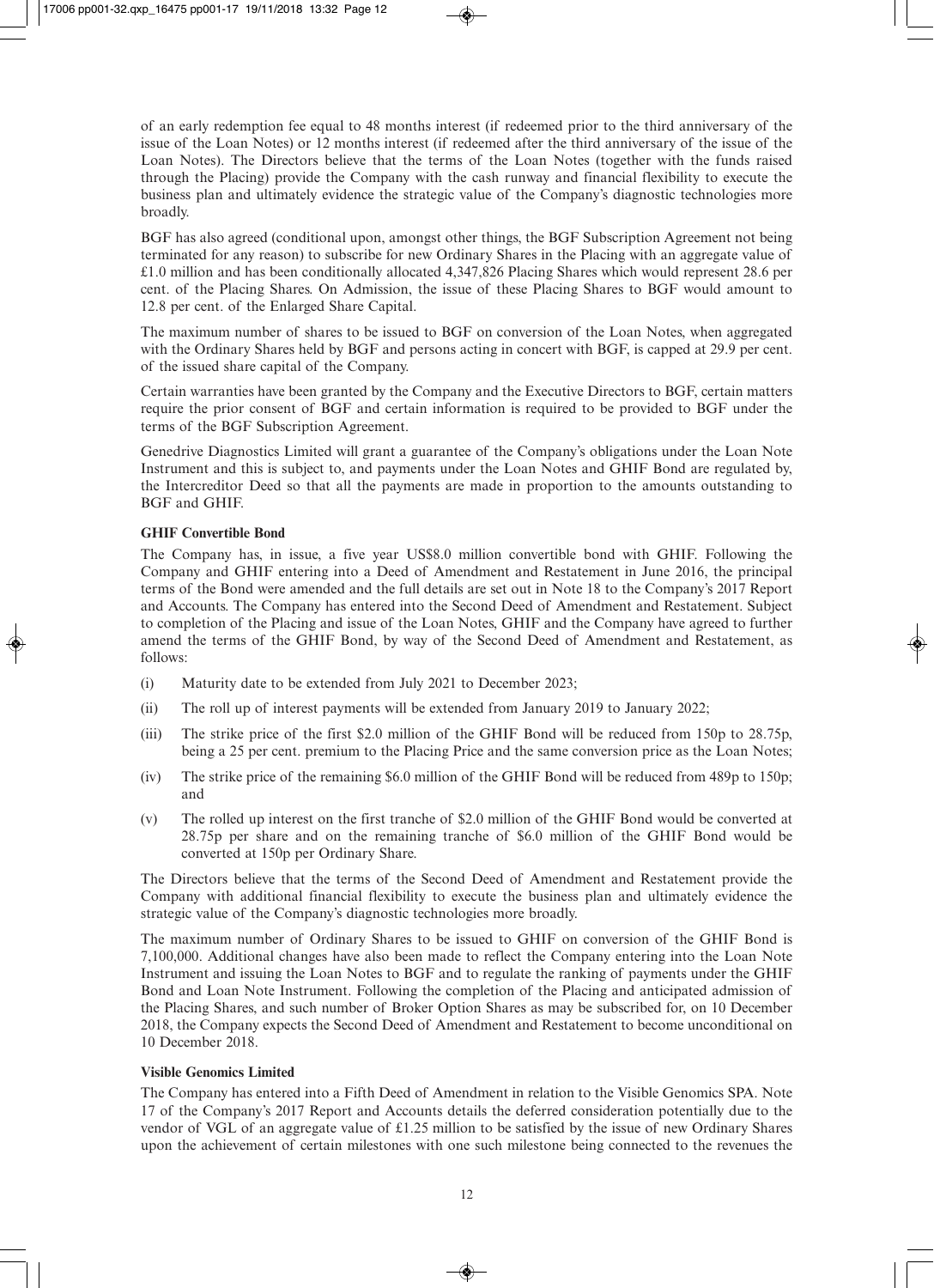of an early redemption fee equal to 48 months interest (if redeemed prior to the third anniversary of the issue of the Loan Notes) or 12 months interest (if redeemed after the third anniversary of the issue of the Loan Notes). The Directors believe that the terms of the Loan Notes (together with the funds raised through the Placing) provide the Company with the cash runway and financial flexibility to execute the business plan and ultimately evidence the strategic value of the Company's diagnostic technologies more broadly.

BGF has also agreed (conditional upon, amongst other things, the BGF Subscription Agreement not being terminated for any reason) to subscribe for new Ordinary Shares in the Placing with an aggregate value of £1.0 million and has been conditionally allocated 4,347,826 Placing Shares which would represent 28.6 per cent. of the Placing Shares. On Admission, the issue of these Placing Shares to BGF would amount to 12.8 per cent. of the Enlarged Share Capital.

The maximum number of shares to be issued to BGF on conversion of the Loan Notes, when aggregated with the Ordinary Shares held by BGF and persons acting in concert with BGF, is capped at 29.9 per cent. of the issued share capital of the Company.

Certain warranties have been granted by the Company and the Executive Directors to BGF, certain matters require the prior consent of BGF and certain information is required to be provided to BGF under the terms of the BGF Subscription Agreement.

Genedrive Diagnostics Limited will grant a guarantee of the Company's obligations under the Loan Note Instrument and this is subject to, and payments under the Loan Notes and GHIF Bond are regulated by, the Intercreditor Deed so that all the payments are made in proportion to the amounts outstanding to BGF and GHIF.

**GHIF Convertible Bond**

The Company has, in issue, a five year US$8.0 million convertible bond with GHIF. Following the Company and GHIF entering into a Deed of Amendment and Restatement in June 2016, the principal terms of the Bond were amended and the full details are set out in Note 18 to the Company's 2017 Report and Accounts. The Company has entered into the Second Deed of Amendment and Restatement. Subject to completion of the Placing and issue of the Loan Notes, GHIF and the Company have agreed to further amend the terms of the GHIF Bond, by way of the Second Deed of Amendment and Restatement, as follows:

(i) Maturity date to be extended from July 2021 to December 2023;

(ii) The roll up of interest payments will be extended from January 2019 to January 2022;

(iii) The strike price of the first $2.0 million of the GHIF Bond will be reduced from 150p to 28.75p, being a 25 per cent. premium to the Placing Price and the same conversion price as the Loan Notes;

(iv) The strike price of the remaining $6.0 million of the GHIF Bond will be reduced from 489p to 150p; and

(v) The rolled up interest on the first tranche of $2.0 million of the GHIF Bond would be converted at 28.75p per share and on the remaining tranche of $6.0 million of the GHIF Bond would be converted at 150p per Ordinary Share.

The Directors believe that the terms of the Second Deed of Amendment and Restatement provide the Company with additional financial flexibility to execute the business plan and ultimately evidence the strategic value of the Company's diagnostic technologies more broadly.

The maximum number of Ordinary Shares to be issued to GHIF on conversion of the GHIF Bond is 7,100,000. Additional changes have also been made to reflect the Company entering into the Loan Note Instrument and issuing the Loan Notes to BGF and to regulate the ranking of payments under the GHIF Bond and Loan Note Instrument. Following the completion of the Placing and anticipated admission of the Placing Shares, and such number of Broker Option Shares as may be subscribed for, on 10 December 2018, the Company expects the Second Deed of Amendment and Restatement to become unconditional on 10 December 2018.

**Visible Genomics Limited**

The Company has entered into a Fifth Deed of Amendment in relation to the Visible Genomics SPA. Note 17 of the Company's 2017 Report and Accounts details the deferred consideration potentially due to the vendor of VGL of an aggregate value of £1.25 million to be satisfied by the issue of new Ordinary Shares upon the achievement of certain milestones with one such milestone being connected to the revenues the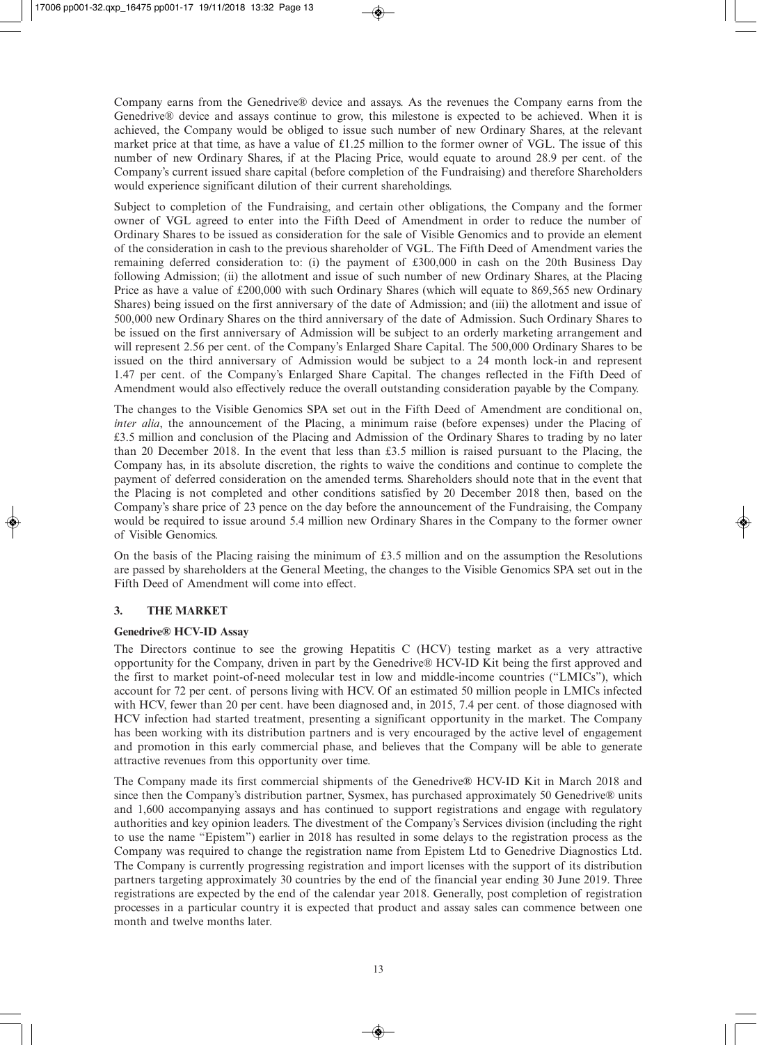Company earns from the Genedrive® device and assays. As the revenues the Company earns from the Genedrive® device and assays continue to grow, this milestone is expected to be achieved. When it is achieved, the Company would be obliged to issue such number of new Ordinary Shares, at the relevant market price at that time, as have a value of £1.25 million to the former owner of VGL. The issue of this number of new Ordinary Shares, if at the Placing Price, would equate to around 28.9 per cent. of the Company's current issued share capital (before completion of the Fundraising) and therefore Shareholders would experience significant dilution of their current shareholdings.

Subject to completion of the Fundraising, and certain other obligations, the Company and the former owner of VGL agreed to enter into the Fifth Deed of Amendment in order to reduce the number of Ordinary Shares to be issued as consideration for the sale of Visible Genomics and to provide an element of the consideration in cash to the previous shareholder of VGL. The Fifth Deed of Amendment varies the remaining deferred consideration to: (i) the payment of £300,000 in cash on the 20th Business Day following Admission; (ii) the allotment and issue of such number of new Ordinary Shares, at the Placing Price as have a value of £200,000 with such Ordinary Shares (which will equate to 869,565 new Ordinary Shares) being issued on the first anniversary of the date of Admission; and (iii) the allotment and issue of 500,000 new Ordinary Shares on the third anniversary of the date of Admission. Such Ordinary Shares to be issued on the first anniversary of Admission will be subject to an orderly marketing arrangement and will represent 2.56 per cent. of the Company's Enlarged Share Capital. The 500,000 Ordinary Shares to be issued on the third anniversary of Admission would be subject to a 24 month lock-in and represent 1.47 per cent. of the Company's Enlarged Share Capital. The changes reflected in the Fifth Deed of Amendment would also effectively reduce the overall outstanding consideration payable by the Company.

The changes to the Visible Genomics SPA set out in the Fifth Deed of Amendment are conditional on, *inter alia*, the announcement of the Placing, a minimum raise (before expenses) under the Placing of £3.5 million and conclusion of the Placing and Admission of the Ordinary Shares to trading by no later than 20 December 2018. In the event that less than £3.5 million is raised pursuant to the Placing, the Company has, in its absolute discretion, the rights to waive the conditions and continue to complete the payment of deferred consideration on the amended terms. Shareholders should note that in the event that the Placing is not completed and other conditions satisfied by 20 December 2018 then, based on the Company's share price of 23 pence on the day before the announcement of the Fundraising, the Company would be required to issue around 5.4 million new Ordinary Shares in the Company to the former owner of Visible Genomics.

On the basis of the Placing raising the minimum of £3.5 million and on the assumption the Resolutions are passed by shareholders at the General Meeting, the changes to the Visible Genomics SPA set out in the Fifth Deed of Amendment will come into effect.

## 3. THE MARKET

### Genedrive® HCV-ID Assay

The Directors continue to see the growing Hepatitis C (HCV) testing market as a very attractive opportunity for the Company, driven in part by the Genedrive® HCV-ID Kit being the first approved and the first to market point-of-need molecular test in low and middle-income countries ("LMICs"), which account for 72 per cent. of persons living with HCV. Of an estimated 50 million people in LMICs infected with HCV, fewer than 20 per cent. have been diagnosed and, in 2015, 7.4 per cent. of those diagnosed with HCV infection had started treatment, presenting a significant opportunity in the market. The Company has been working with its distribution partners and is very encouraged by the active level of engagement and promotion in this early commercial phase, and believes that the Company will be able to generate attractive revenues from this opportunity over time.

The Company made its first commercial shipments of the Genedrive® HCV-ID Kit in March 2018 and since then the Company's distribution partner, Sysmex, has purchased approximately 50 Genedrive® units and 1,600 accompanying assays and has continued to support registrations and engage with regulatory authorities and key opinion leaders. The divestment of the Company's Services division (including the right to use the name "Epistem") earlier in 2018 has resulted in some delays to the registration process as the Company was required to change the registration name from Epistem Ltd to Genedrive Diagnostics Ltd. The Company is currently progressing registration and import licenses with the support of its distribution partners targeting approximately 30 countries by the end of the financial year ending 30 June 2019. Three registrations are expected by the end of the calendar year 2018. Generally, post completion of registration processes in a particular country it is expected that product and assay sales can commence between one month and twelve months later.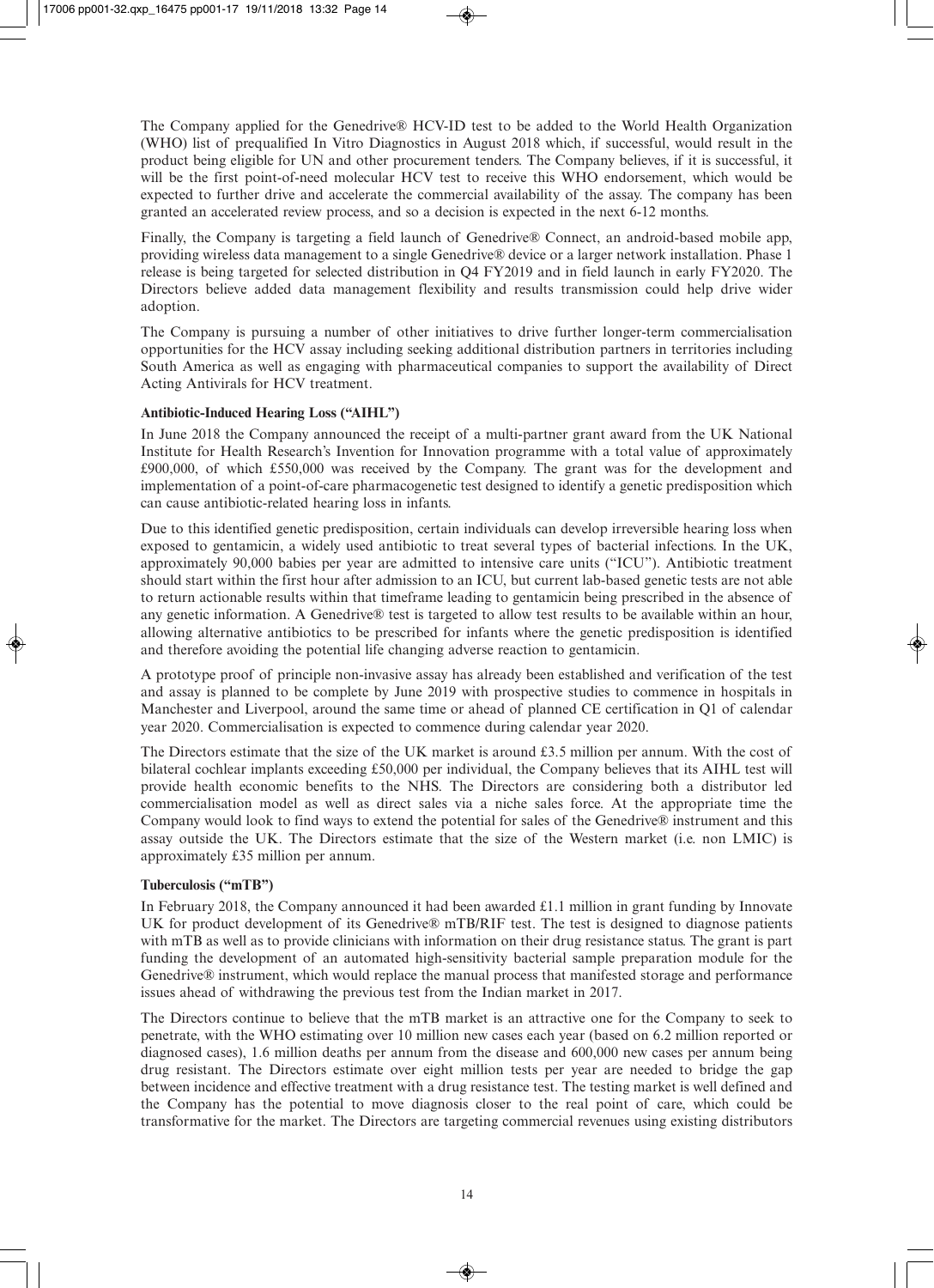The Company applied for the Genedrive® HCV-ID test to be added to the World Health Organization (WHO) list of prequalified In Vitro Diagnostics in August 2018 which, if successful, would result in the product being eligible for UN and other procurement tenders. The Company believes, if it is successful, it will be the first point-of-need molecular HCV test to receive this WHO endorsement, which would be expected to further drive and accelerate the commercial availability of the assay. The company has been granted an accelerated review process, and so a decision is expected in the next 6-12 months.

Finally, the Company is targeting a field launch of Genedrive® Connect, an android-based mobile app, providing wireless data management to a single Genedrive® device or a larger network installation. Phase 1 release is being targeted for selected distribution in Q4 FY2019 and in field launch in early FY2020. The Directors believe added data management flexibility and results transmission could help drive wider adoption.

The Company is pursuing a number of other initiatives to drive further longer-term commercialisation opportunities for the HCV assay including seeking additional distribution partners in territories including South America as well as engaging with pharmaceutical companies to support the availability of Direct Acting Antivirals for HCV treatment.

**Antibiotic-Induced Hearing Loss ("AIHL")**

In June 2018 the Company announced the receipt of a multi-partner grant award from the UK National Institute for Health Research's Invention for Innovation programme with a total value of approximately £900,000, of which £550,000 was received by the Company. The grant was for the development and implementation of a point-of-care pharmacogenetic test designed to identify a genetic predisposition which can cause antibiotic-related hearing loss in infants.

Due to this identified genetic predisposition, certain individuals can develop irreversible hearing loss when exposed to gentamicin, a widely used antibiotic to treat several types of bacterial infections. In the UK, approximately 90,000 babies per year are admitted to intensive care units ("ICU"). Antibiotic treatment should start within the first hour after admission to an ICU, but current lab-based genetic tests are not able to return actionable results within that timeframe leading to gentamicin being prescribed in the absence of any genetic information. A Genedrive® test is targeted to allow test results to be available within an hour, allowing alternative antibiotics to be prescribed for infants where the genetic predisposition is identified and therefore avoiding the potential life changing adverse reaction to gentamicin.

A prototype proof of principle non-invasive assay has already been established and verification of the test and assay is planned to be complete by June 2019 with prospective studies to commence in hospitals in Manchester and Liverpool, around the same time or ahead of planned CE certification in Q1 of calendar year 2020. Commercialisation is expected to commence during calendar year 2020.

The Directors estimate that the size of the UK market is around £3.5 million per annum. With the cost of bilateral cochlear implants exceeding £50,000 per individual, the Company believes that its AIHL test will provide health economic benefits to the NHS. The Directors are considering both a distributor led commercialisation model as well as direct sales via a niche sales force. At the appropriate time the Company would look to find ways to extend the potential for sales of the Genedrive® instrument and this assay outside the UK. The Directors estimate that the size of the Western market (i.e. non LMIC) is approximately £35 million per annum.

**Tuberculosis ("mTB")**

In February 2018, the Company announced it had been awarded £1.1 million in grant funding by Innovate UK for product development of its Genedrive® mTB/RIF test. The test is designed to diagnose patients with mTB as well as to provide clinicians with information on their drug resistance status. The grant is part funding the development of an automated high-sensitivity bacterial sample preparation module for the Genedrive® instrument, which would replace the manual process that manifested storage and performance issues ahead of withdrawing the previous test from the Indian market in 2017.

The Directors continue to believe that the mTB market is an attractive one for the Company to seek to penetrate, with the WHO estimating over 10 million new cases each year (based on 6.2 million reported or diagnosed cases), 1.6 million deaths per annum from the disease and 600,000 new cases per annum being drug resistant. The Directors estimate over eight million tests per year are needed to bridge the gap between incidence and effective treatment with a drug resistance test. The testing market is well defined and the Company has the potential to move diagnosis closer to the real point of care, which could be transformative for the market. The Directors are targeting commercial revenues using existing distributors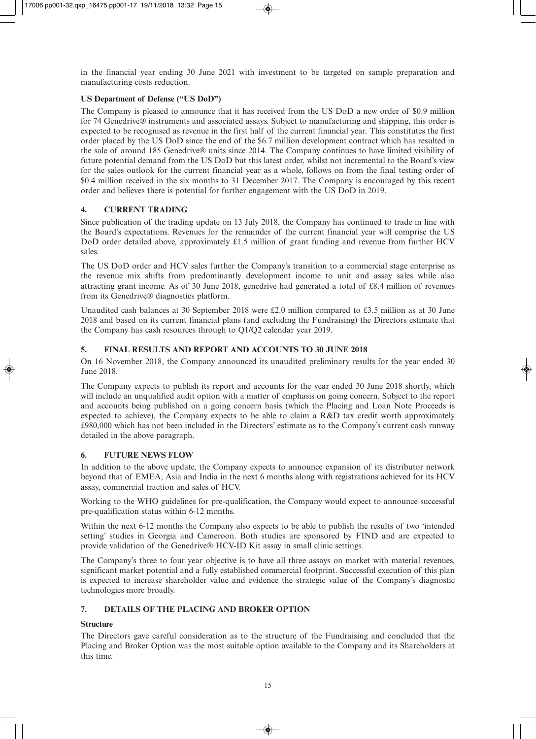in the financial year ending 30 June 2021 with investment to be targeted on sample preparation and manufacturing costs reduction.

**US Department of Defense ("US DoD")**

The Company is pleased to announce that it has received from the US DoD a new order of $0.9 million for 74 Genedrive® instruments and associated assays. Subject to manufacturing and shipping, this order is expected to be recognised as revenue in the first half of the current financial year. This constitutes the first order placed by the US DoD since the end of the $6.7 million development contract which has resulted in the sale of around 185 Genedrive® units since 2014. The Company continues to have limited visibility of future potential demand from the US DoD but this latest order, whilst not incremental to the Board's view for the sales outlook for the current financial year as a whole, follows on from the final testing order of $0.4 million received in the six months to 31 December 2017. The Company is encouraged by this recent order and believes there is potential for further engagement with the US DoD in 2019.

## 4. CURRENT TRADING

Since publication of the trading update on 13 July 2018, the Company has continued to trade in line with the Board's expectations. Revenues for the remainder of the current financial year will comprise the US DoD order detailed above, approximately £1.5 million of grant funding and revenue from further HCV sales.

The US DoD order and HCV sales further the Company's transition to a commercial stage enterprise as the revenue mix shifts from predominantly development income to unit and assay sales while also attracting grant income. As of 30 June 2018, genedrive had generated a total of £8.4 million of revenues from its Genedrive® diagnostics platform.

Unaudited cash balances at 30 September 2018 were £2.0 million compared to £3.5 million as at 30 June 2018 and based on its current financial plans (and excluding the Fundraising) the Directors estimate that the Company has cash resources through to Q1/Q2 calendar year 2019.

## 5. FINAL RESULTS AND REPORT AND ACCOUNTS TO 30 JUNE 2018

On 16 November 2018, the Company announced its unaudited preliminary results for the year ended 30 June 2018.

The Company expects to publish its report and accounts for the year ended 30 June 2018 shortly, which will include an unqualified audit option with a matter of emphasis on going concern. Subject to the report and accounts being published on a going concern basis (which the Placing and Loan Note Proceeds is expected to achieve), the Company expects to be able to claim a R&D tax credit worth approximately £980,000 which has not been included in the Directors' estimate as to the Company's current cash runway detailed in the above paragraph.

## 6. FUTURE NEWS FLOW

In addition to the above update, the Company expects to announce expansion of its distributor network beyond that of EMEA, Asia and India in the next 6 months along with registrations achieved for its HCV assay, commercial traction and sales of HCV.

Working to the WHO guidelines for pre-qualification, the Company would expect to announce successful pre-qualification status within 6-12 months.

Within the next 6-12 months the Company also expects to be able to publish the results of two 'intended setting' studies in Georgia and Cameroon. Both studies are sponsored by FIND and are expected to provide validation of the Genedrive® HCV-ID Kit assay in small clinic settings.

The Company's three to four year objective is to have all three assays on market with material revenues, significant market potential and a fully established commercial footprint. Successful execution of this plan is expected to increase shareholder value and evidence the strategic value of the Company's diagnostic technologies more broadly.

## 7. DETAILS OF THE PLACING AND BROKER OPTION

**Structure**

The Directors gave careful consideration as to the structure of the Fundraising and concluded that the Placing and Broker Option was the most suitable option available to the Company and its Shareholders at this time.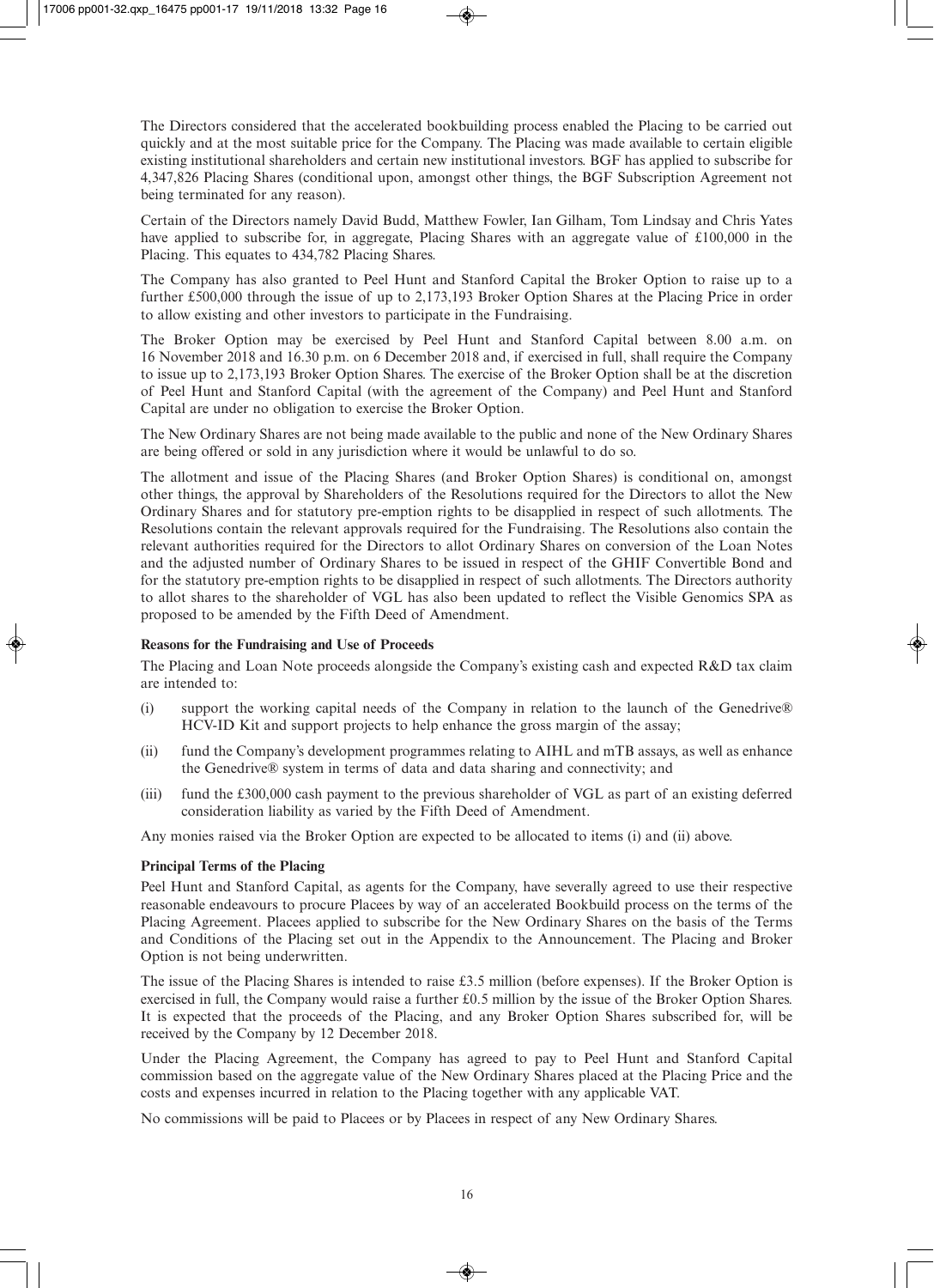The Directors considered that the accelerated bookbuilding process enabled the Placing to be carried out quickly and at the most suitable price for the Company. The Placing was made available to certain eligible existing institutional shareholders and certain new institutional investors. BGF has applied to subscribe for 4,347,826 Placing Shares (conditional upon, amongst other things, the BGF Subscription Agreement not being terminated for any reason).

Certain of the Directors namely David Budd, Matthew Fowler, Ian Gilham, Tom Lindsay and Chris Yates have applied to subscribe for, in aggregate, Placing Shares with an aggregate value of £100,000 in the Placing. This equates to 434,782 Placing Shares.

The Company has also granted to Peel Hunt and Stanford Capital the Broker Option to raise up to a further £500,000 through the issue of up to 2,173,193 Broker Option Shares at the Placing Price in order to allow existing and other investors to participate in the Fundraising.

The Broker Option may be exercised by Peel Hunt and Stanford Capital between 8.00 a.m. on 16 November 2018 and 16.30 p.m. on 6 December 2018 and, if exercised in full, shall require the Company to issue up to 2,173,193 Broker Option Shares. The exercise of the Broker Option shall be at the discretion of Peel Hunt and Stanford Capital (with the agreement of the Company) and Peel Hunt and Stanford Capital are under no obligation to exercise the Broker Option.

The New Ordinary Shares are not being made available to the public and none of the New Ordinary Shares are being offered or sold in any jurisdiction where it would be unlawful to do so.

The allotment and issue of the Placing Shares (and Broker Option Shares) is conditional on, amongst other things, the approval by Shareholders of the Resolutions required for the Directors to allot the New Ordinary Shares and for statutory pre-emption rights to be disapplied in respect of such allotments. The Resolutions contain the relevant approvals required for the Fundraising. The Resolutions also contain the relevant authorities required for the Directors to allot Ordinary Shares on conversion of the Loan Notes and the adjusted number of Ordinary Shares to be issued in respect of the GHIF Convertible Bond and for the statutory pre-emption rights to be disapplied in respect of such allotments. The Directors authority to allot shares to the shareholder of VGL has also been updated to reflect the Visible Genomics SPA as proposed to be amended by the Fifth Deed of Amendment.

**Reasons for the Fundraising and Use of Proceeds**

The Placing and Loan Note proceeds alongside the Company's existing cash and expected R&D tax claim are intended to:

(i) support the working capital needs of the Company in relation to the launch of the Genedrive® HCV-ID Kit and support projects to help enhance the gross margin of the assay;

(ii) fund the Company's development programmes relating to AIHL and mTB assays, as well as enhance the Genedrive® system in terms of data and data sharing and connectivity; and

(iii) fund the £300,000 cash payment to the previous shareholder of VGL as part of an existing deferred consideration liability as varied by the Fifth Deed of Amendment.

Any monies raised via the Broker Option are expected to be allocated to items (i) and (ii) above.

**Principal Terms of the Placing**

Peel Hunt and Stanford Capital, as agents for the Company, have severally agreed to use their respective reasonable endeavours to procure Placees by way of an accelerated Bookbuild process on the terms of the Placing Agreement. Placees applied to subscribe for the New Ordinary Shares on the basis of the Terms and Conditions of the Placing set out in the Appendix to the Announcement. The Placing and Broker Option is not being underwritten.

The issue of the Placing Shares is intended to raise £3.5 million (before expenses). If the Broker Option is exercised in full, the Company would raise a further £0.5 million by the issue of the Broker Option Shares. It is expected that the proceeds of the Placing, and any Broker Option Shares subscribed for, will be received by the Company by 12 December 2018.

Under the Placing Agreement, the Company has agreed to pay to Peel Hunt and Stanford Capital commission based on the aggregate value of the New Ordinary Shares placed at the Placing Price and the costs and expenses incurred in relation to the Placing together with any applicable VAT.

No commissions will be paid to Placees or by Placees in respect of any New Ordinary Shares.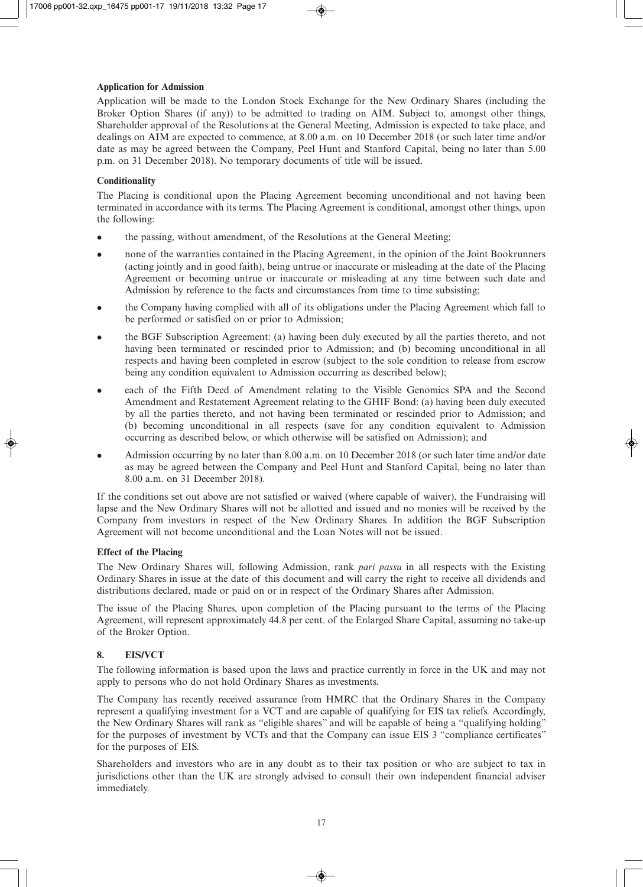**Application for Admission**

Application will be made to the London Stock Exchange for the New Ordinary Shares (including the Broker Option Shares (if any)) to be admitted to trading on AIM. Subject to, amongst other things, Shareholder approval of the Resolutions at the General Meeting, Admission is expected to take place, and dealings on AIM are expected to commence, at 8.00 a.m. on 10 December 2018 (or such later time and/or date as may be agreed between the Company, Peel Hunt and Stanford Capital, being no later than 5.00 p.m. on 31 December 2018). No temporary documents of title will be issued.

**Conditionality**

The Placing is conditional upon the Placing Agreement becoming unconditional and not having been terminated in accordance with its terms. The Placing Agreement is conditional, amongst other things, upon the following:

- the passing, without amendment, of the Resolutions at the General Meeting;
- none of the warranties contained in the Placing Agreement, in the opinion of the Joint Bookrunners (acting jointly and in good faith), being untrue or inaccurate or misleading at the date of the Placing Agreement or becoming untrue or inaccurate or misleading at any time between such date and Admission by reference to the facts and circumstances from time to time subsisting;
- the Company having complied with all of its obligations under the Placing Agreement which fall to be performed or satisfied on or prior to Admission;
- the BGF Subscription Agreement: (a) having been duly executed by all the parties thereto, and not having been terminated or rescinded prior to Admission; and (b) becoming unconditional in all respects and having been completed in escrow (subject to the sole condition to release from escrow being any condition equivalent to Admission occurring as described below);
- each of the Fifth Deed of Amendment relating to the Visible Genomics SPA and the Second Amendment and Restatement Agreement relating to the GHIF Bond: (a) having been duly executed by all the parties thereto, and not having been terminated or rescinded prior to Admission; and (b) becoming unconditional in all respects (save for any condition equivalent to Admission occurring as described below, or which otherwise will be satisfied on Admission); and
- Admission occurring by no later than 8.00 a.m. on 10 December 2018 (or such later time and/or date as may be agreed between the Company and Peel Hunt and Stanford Capital, being no later than 8.00 a.m. on 31 December 2018).

If the conditions set out above are not satisfied or waived (where capable of waiver), the Fundraising will lapse and the New Ordinary Shares will not be allotted and issued and no monies will be received by the Company from investors in respect of the New Ordinary Shares. In addition the BGF Subscription Agreement will not become unconditional and the Loan Notes will not be issued.

**Effect of the Placing**

The New Ordinary Shares will, following Admission, rank *pari passu* in all respects with the Existing Ordinary Shares in issue at the date of this document and will carry the right to receive all dividends and distributions declared, made or paid on or in respect of the Ordinary Shares after Admission.

The issue of the Placing Shares, upon completion of the Placing pursuant to the terms of the Placing Agreement, will represent approximately 44.8 per cent. of the Enlarged Share Capital, assuming no take-up of the Broker Option.

## 8. EIS/VCT

The following information is based upon the laws and practice currently in force in the UK and may not apply to persons who do not hold Ordinary Shares as investments.

The Company has recently received assurance from HMRC that the Ordinary Shares in the Company represent a qualifying investment for a VCT and are capable of qualifying for EIS tax reliefs. Accordingly, the New Ordinary Shares will rank as "eligible shares" and will be capable of being a "qualifying holding" for the purposes of investment by VCTs and that the Company can issue EIS 3 "compliance certificates" for the purposes of EIS.

Shareholders and investors who are in any doubt as to their tax position or who are subject to tax in jurisdictions other than the UK are strongly advised to consult their own independent financial adviser immediately.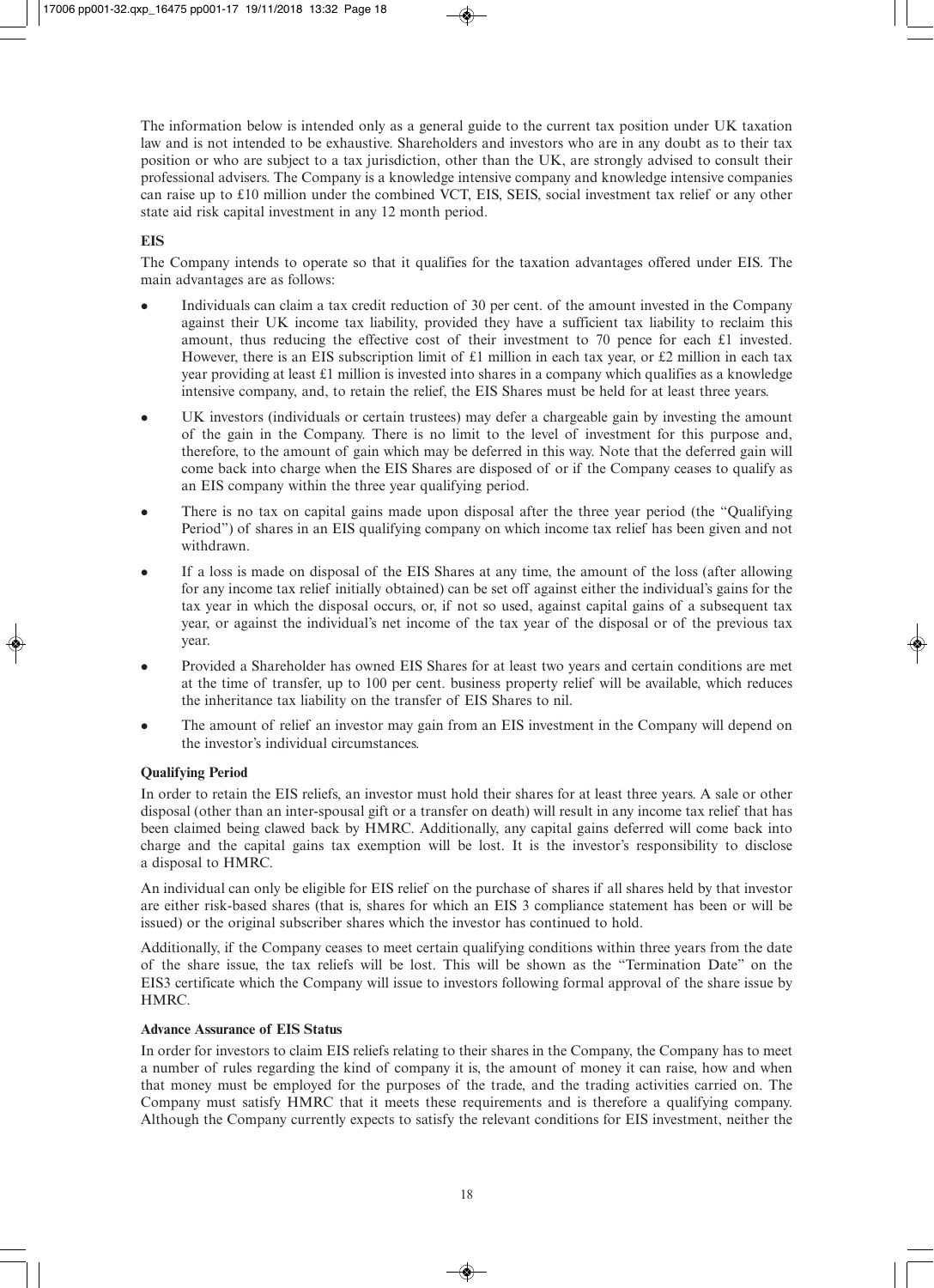The information below is intended only as a general guide to the current tax position under UK taxation law and is not intended to be exhaustive. Shareholders and investors who are in any doubt as to their tax position or who are subject to a tax jurisdiction, other than the UK, are strongly advised to consult their professional advisers. The Company is a knowledge intensive company and knowledge intensive companies can raise up to £10 million under the combined VCT, EIS, SEIS, social investment tax relief or any other state aid risk capital investment in any 12 month period.

**EIS**

The Company intends to operate so that it qualifies for the taxation advantages offered under EIS. The main advantages are as follows:

- Individuals can claim a tax credit reduction of 30 per cent. of the amount invested in the Company against their UK income tax liability, provided they have a sufficient tax liability to reclaim this amount, thus reducing the effective cost of their investment to 70 pence for each £1 invested. However, there is an EIS subscription limit of £1 million in each tax year, or £2 million in each tax year providing at least £1 million is invested into shares in a company which qualifies as a knowledge intensive company, and, to retain the relief, the EIS Shares must be held for at least three years.
- UK investors (individuals or certain trustees) may defer a chargeable gain by investing the amount of the gain in the Company. There is no limit to the level of investment for this purpose and, therefore, to the amount of gain which may be deferred in this way. Note that the deferred gain will come back into charge when the EIS Shares are disposed of or if the Company ceases to qualify as an EIS company within the three year qualifying period.
- There is no tax on capital gains made upon disposal after the three year period (the "Qualifying Period") of shares in an EIS qualifying company on which income tax relief has been given and not withdrawn.
- If a loss is made on disposal of the EIS Shares at any time, the amount of the loss (after allowing for any income tax relief initially obtained) can be set off against either the individual's gains for the tax year in which the disposal occurs, or, if not so used, against capital gains of a subsequent tax year, or against the individual's net income of the tax year of the disposal or of the previous tax year.
- Provided a Shareholder has owned EIS Shares for at least two years and certain conditions are met at the time of transfer, up to 100 per cent. business property relief will be available, which reduces the inheritance tax liability on the transfer of EIS Shares to nil.
- The amount of relief an investor may gain from an EIS investment in the Company will depend on the investor's individual circumstances.

**Qualifying Period**

In order to retain the EIS reliefs, an investor must hold their shares for at least three years. A sale or other disposal (other than an inter-spousal gift or a transfer on death) will result in any income tax relief that has been claimed being clawed back by HMRC. Additionally, any capital gains deferred will come back into charge and the capital gains tax exemption will be lost. It is the investor's responsibility to disclose a disposal to HMRC.

An individual can only be eligible for EIS relief on the purchase of shares if all shares held by that investor are either risk-based shares (that is, shares for which an EIS 3 compliance statement has been or will be issued) or the original subscriber shares which the investor has continued to hold.

Additionally, if the Company ceases to meet certain qualifying conditions within three years from the date of the share issue, the tax reliefs will be lost. This will be shown as the "Termination Date" on the EIS3 certificate which the Company will issue to investors following formal approval of the share issue by HMRC.

**Advance Assurance of EIS Status**

In order for investors to claim EIS reliefs relating to their shares in the Company, the Company has to meet a number of rules regarding the kind of company it is, the amount of money it can raise, how and when that money must be employed for the purposes of the trade, and the trading activities carried on. The Company must satisfy HMRC that it meets these requirements and is therefore a qualifying company. Although the Company currently expects to satisfy the relevant conditions for EIS investment, neither the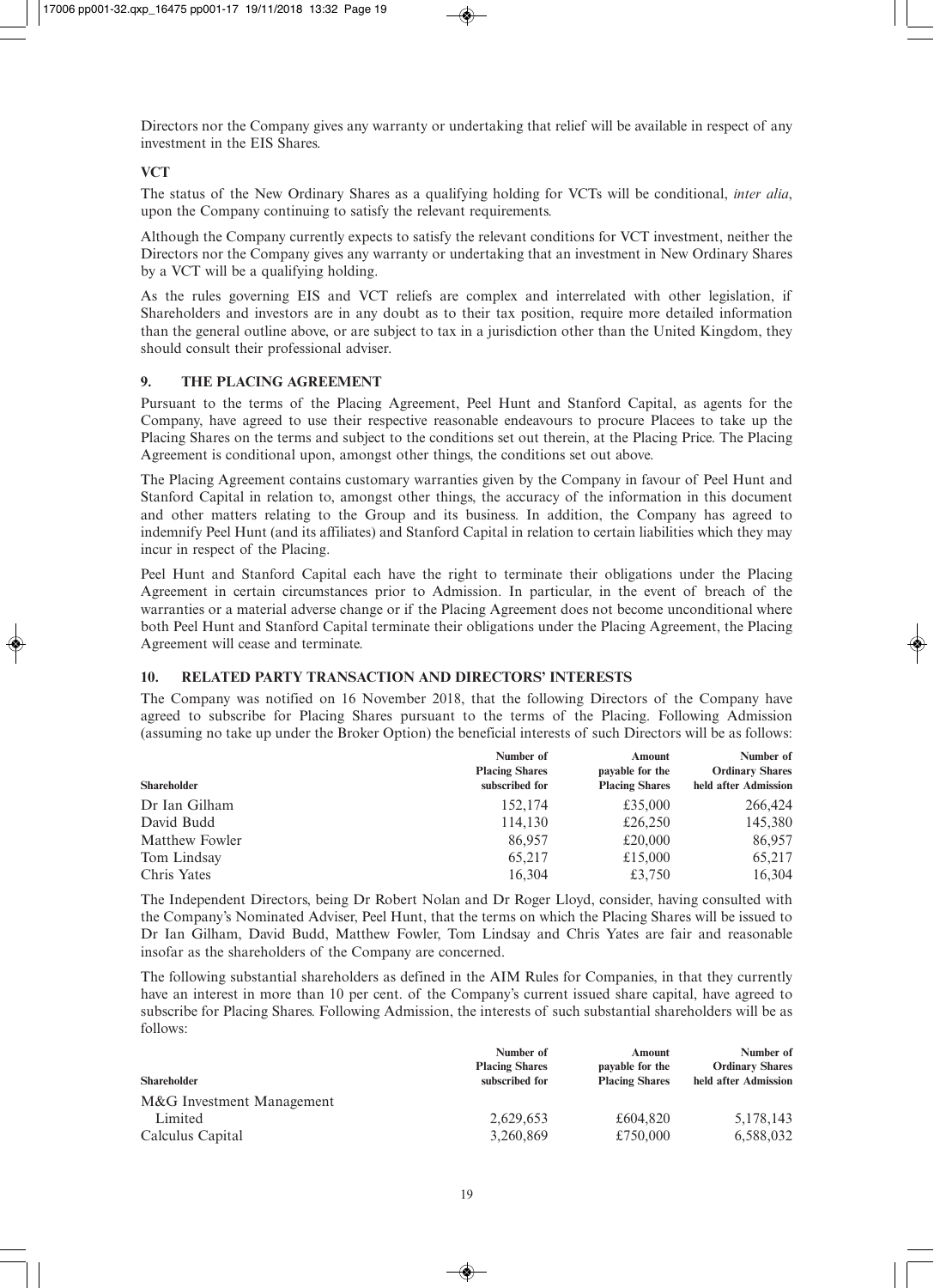Directors nor the Company gives any warranty or undertaking that relief will be available in respect of any investment in the EIS Shares.

**VCT**

The status of the New Ordinary Shares as a qualifying holding for VCTs will be conditional, *inter alia*, upon the Company continuing to satisfy the relevant requirements.

Although the Company currently expects to satisfy the relevant conditions for VCT investment, neither the Directors nor the Company gives any warranty or undertaking that an investment in New Ordinary Shares by a VCT will be a qualifying holding.

As the rules governing EIS and VCT reliefs are complex and interrelated with other legislation, if Shareholders and investors are in any doubt as to their tax position, require more detailed information than the general outline above, or are subject to tax in a jurisdiction other than the United Kingdom, they should consult their professional adviser.

## 9. THE PLACING AGREEMENT

Pursuant to the terms of the Placing Agreement, Peel Hunt and Stanford Capital, as agents for the Company, have agreed to use their respective reasonable endeavours to procure Placees to take up the Placing Shares on the terms and subject to the conditions set out therein, at the Placing Price. The Placing Agreement is conditional upon, amongst other things, the conditions set out above.

The Placing Agreement contains customary warranties given by the Company in favour of Peel Hunt and Stanford Capital in relation to, amongst other things, the accuracy of the information in this document and other matters relating to the Group and its business. In addition, the Company has agreed to indemnify Peel Hunt (and its affiliates) and Stanford Capital in relation to certain liabilities which they may incur in respect of the Placing.

Peel Hunt and Stanford Capital each have the right to terminate their obligations under the Placing Agreement in certain circumstances prior to Admission. In particular, in the event of breach of the warranties or a material adverse change or if the Placing Agreement does not become unconditional where both Peel Hunt and Stanford Capital terminate their obligations under the Placing Agreement, the Placing Agreement will cease and terminate.

## 10. RELATED PARTY TRANSACTION AND DIRECTORS' INTERESTS

The Company was notified on 16 November 2018, that the following Directors of the Company have agreed to subscribe for Placing Shares pursuant to the terms of the Placing. Following Admission (assuming no take up under the Broker Option) the beneficial interests of such Directors will be as follows:

| Shareholder | Number of Placing Shares subscribed for | Amount payable for the Placing Shares | Number of Ordinary Shares held after Admission |
|---|---|---|---|
| Dr Ian Gilham | 152,174 | £35,000 | 266,424 |
| David Budd | 114,130 | £26,250 | 145,380 |
| Matthew Fowler | 86,957 | £20,000 | 86,957 |
| Tom Lindsay | 65,217 | £15,000 | 65,217 |
| Chris Yates | 16,304 | £3,750 | 16,304 |

The Independent Directors, being Dr Robert Nolan and Dr Roger Lloyd, consider, having consulted with the Company's Nominated Adviser, Peel Hunt, that the terms on which the Placing Shares will be issued to Dr Ian Gilham, David Budd, Matthew Fowler, Tom Lindsay and Chris Yates are fair and reasonable insofar as the shareholders of the Company are concerned.

The following substantial shareholders as defined in the AIM Rules for Companies, in that they currently have an interest in more than 10 per cent. of the Company's current issued share capital, have agreed to subscribe for Placing Shares. Following Admission, the interests of such substantial shareholders will be as follows:

| Shareholder | Number of Placing Shares subscribed for | Amount payable for the Placing Shares | Number of Ordinary Shares held after Admission |
|---|---|---|---|
| M&G Investment Management Limited | 2,629,653 | £604,820 | 5,178,143 |
| Calculus Capital | 3,260,869 | £750,000 | 6,588,032 |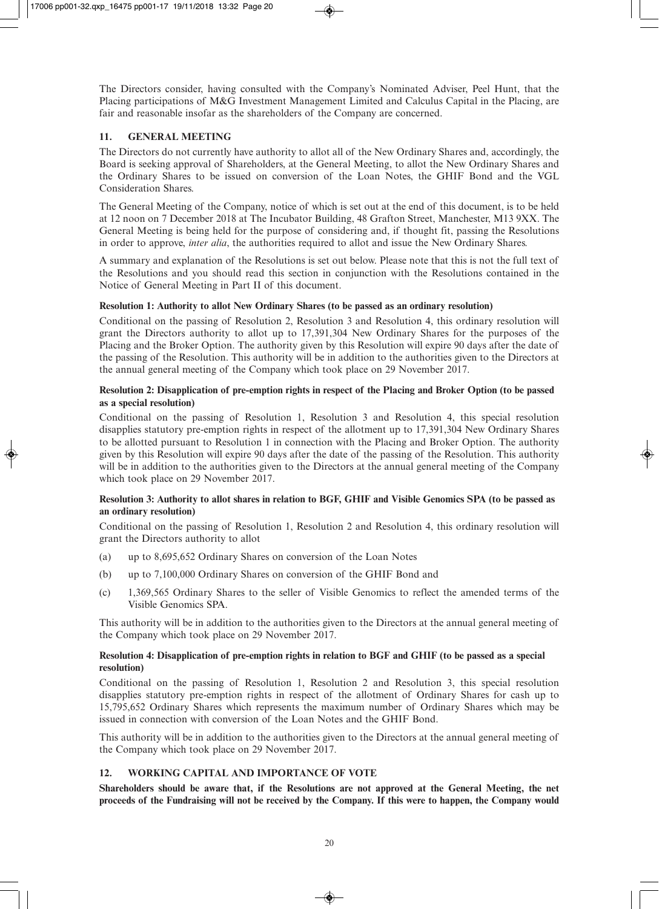The Directors consider, having consulted with the Company's Nominated Adviser, Peel Hunt, that the Placing participations of M&G Investment Management Limited and Calculus Capital in the Placing, are fair and reasonable insofar as the shareholders of the Company are concerned.

## 11. GENERAL MEETING

The Directors do not currently have authority to allot all of the New Ordinary Shares and, accordingly, the Board is seeking approval of Shareholders, at the General Meeting, to allot the New Ordinary Shares and the Ordinary Shares to be issued on conversion of the Loan Notes, the GHIF Bond and the VGL Consideration Shares.

The General Meeting of the Company, notice of which is set out at the end of this document, is to be held at 12 noon on 7 December 2018 at The Incubator Building, 48 Grafton Street, Manchester, M13 9XX. The General Meeting is being held for the purpose of considering and, if thought fit, passing the Resolutions in order to approve, *inter alia*, the authorities required to allot and issue the New Ordinary Shares.

A summary and explanation of the Resolutions is set out below. Please note that this is not the full text of the Resolutions and you should read this section in conjunction with the Resolutions contained in the Notice of General Meeting in Part II of this document.

**Resolution 1: Authority to allot New Ordinary Shares (to be passed as an ordinary resolution)**

Conditional on the passing of Resolution 2, Resolution 3 and Resolution 4, this ordinary resolution will grant the Directors authority to allot up to 17,391,304 New Ordinary Shares for the purposes of the Placing and the Broker Option. The authority given by this Resolution will expire 90 days after the date of the passing of the Resolution. This authority will be in addition to the authorities given to the Directors at the annual general meeting of the Company which took place on 29 November 2017.

**Resolution 2: Disapplication of pre-emption rights in respect of the Placing and Broker Option (to be passed as a special resolution)**

Conditional on the passing of Resolution 1, Resolution 3 and Resolution 4, this special resolution disapplies statutory pre-emption rights in respect of the allotment up to 17,391,304 New Ordinary Shares to be allotted pursuant to Resolution 1 in connection with the Placing and Broker Option. The authority given by this Resolution will expire 90 days after the date of the passing of the Resolution. This authority will be in addition to the authorities given to the Directors at the annual general meeting of the Company which took place on 29 November 2017.

**Resolution 3: Authority to allot shares in relation to BGF, GHIF and Visible Genomics SPA (to be passed as an ordinary resolution)**

Conditional on the passing of Resolution 1, Resolution 2 and Resolution 4, this ordinary resolution will grant the Directors authority to allot

(a) up to 8,695,652 Ordinary Shares on conversion of the Loan Notes

(b) up to 7,100,000 Ordinary Shares on conversion of the GHIF Bond and

(c) 1,369,565 Ordinary Shares to the seller of Visible Genomics to reflect the amended terms of the Visible Genomics SPA.

This authority will be in addition to the authorities given to the Directors at the annual general meeting of the Company which took place on 29 November 2017.

**Resolution 4: Disapplication of pre-emption rights in relation to BGF and GHIF (to be passed as a special resolution)**

Conditional on the passing of Resolution 1, Resolution 2 and Resolution 3, this special resolution disapplies statutory pre-emption rights in respect of the allotment of Ordinary Shares for cash up to 15,795,652 Ordinary Shares which represents the maximum number of Ordinary Shares which may be issued in connection with conversion of the Loan Notes and the GHIF Bond.

This authority will be in addition to the authorities given to the Directors at the annual general meeting of the Company which took place on 29 November 2017.

## 12. WORKING CAPITAL AND IMPORTANCE OF VOTE

**Shareholders should be aware that, if the Resolutions are not approved at the General Meeting, the net proceeds of the Fundraising will not be received by the Company. If this were to happen, the Company would**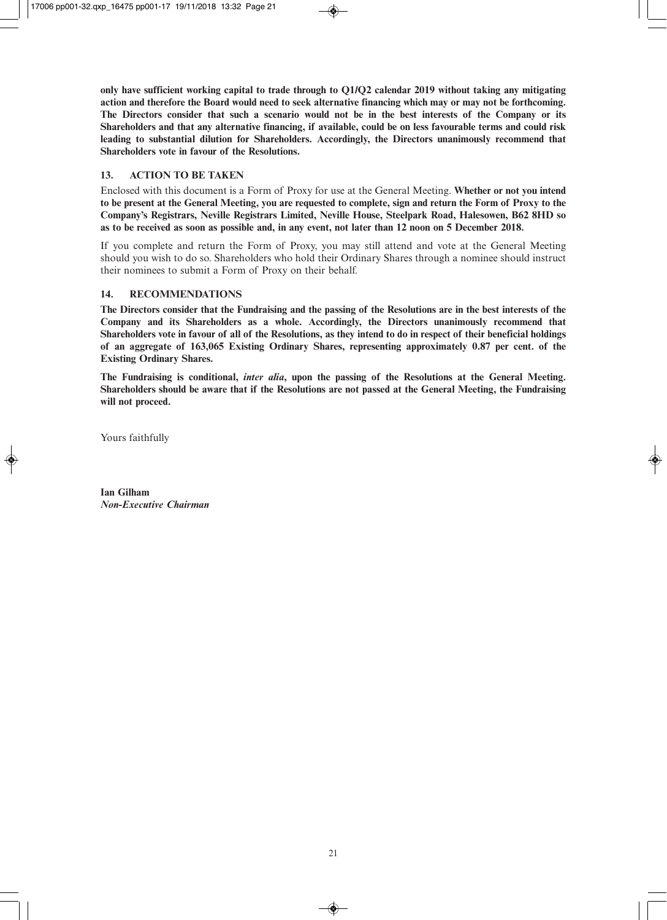**only have sufficient working capital to trade through to Q1/Q2 calendar 2019 without taking any mitigating action and therefore the Board would need to seek alternative financing which may or may not be forthcoming. The Directors consider that such a scenario would not be in the best interests of the Company or its Shareholders and that any alternative financing, if available, could be on less favourable terms and could risk leading to substantial dilution for Shareholders. Accordingly, the Directors unanimously recommend that Shareholders vote in favour of the Resolutions.**

## 13. ACTION TO BE TAKEN

Enclosed with this document is a Form of Proxy for use at the General Meeting. **Whether or not you intend to be present at the General Meeting, you are requested to complete, sign and return the Form of Proxy to the Company's Registrars, Neville Registrars Limited, Neville House, Steelpark Road, Halesowen, B62 8HD so as to be received as soon as possible and, in any event, not later than 12 noon on 5 December 2018.**

If you complete and return the Form of Proxy, you may still attend and vote at the General Meeting should you wish to do so. Shareholders who hold their Ordinary Shares through a nominee should instruct their nominees to submit a Form of Proxy on their behalf.

## 14. RECOMMENDATIONS

**The Directors consider that the Fundraising and the passing of the Resolutions are in the best interests of the Company and its Shareholders as a whole. Accordingly, the Directors unanimously recommend that Shareholders vote in favour of all of the Resolutions, as they intend to do in respect of their beneficial holdings of an aggregate of 163,065 Existing Ordinary Shares, representing approximately 0.87 per cent. of the Existing Ordinary Shares.**

**The Fundraising is conditional, *inter alia*, upon the passing of the Resolutions at the General Meeting. Shareholders should be aware that if the Resolutions are not passed at the General Meeting, the Fundraising will not proceed.**

Yours faithfully

**Ian Gilham**
***Non-Executive Chairman***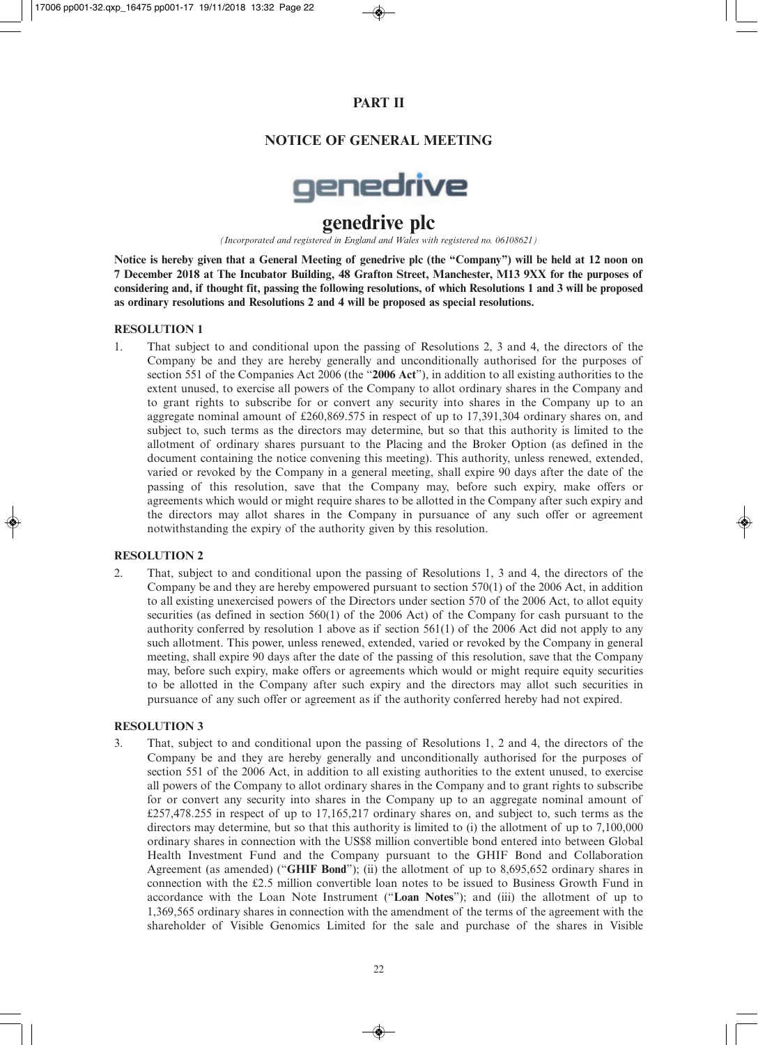## PART II

## NOTICE OF GENERAL MEETING

genedrive

# genedrive plc

*(Incorporated and registered in England and Wales with registered no. 06108621)*

**Notice is hereby given that a General Meeting of genedrive plc (the "Company") will be held at 12 noon on 7 December 2018 at The Incubator Building, 48 Grafton Street, Manchester, M13 9XX for the purposes of considering and, if thought fit, passing the following resolutions, of which Resolutions 1 and 3 will be proposed as ordinary resolutions and Resolutions 2 and 4 will be proposed as special resolutions.**

**RESOLUTION 1**

1. That subject to and conditional upon the passing of Resolutions 2, 3 and 4, the directors of the Company be and they are hereby generally and unconditionally authorised for the purposes of section 551 of the Companies Act 2006 (the "**2006 Act**"), in addition to all existing authorities to the extent unused, to exercise all powers of the Company to allot ordinary shares in the Company and to grant rights to subscribe for or convert any security into shares in the Company up to an aggregate nominal amount of £260,869.575 in respect of up to 17,391,304 ordinary shares on, and subject to, such terms as the directors may determine, but so that this authority is limited to the allotment of ordinary shares pursuant to the Placing and the Broker Option (as defined in the document containing the notice convening this meeting). This authority, unless renewed, extended, varied or revoked by the Company in a general meeting, shall expire 90 days after the date of the passing of this resolution, save that the Company may, before such expiry, make offers or agreements which would or might require shares to be allotted in the Company after such expiry and the directors may allot shares in the Company in pursuance of any such offer or agreement notwithstanding the expiry of the authority given by this resolution.

**RESOLUTION 2**

2. That, subject to and conditional upon the passing of Resolutions 1, 3 and 4, the directors of the Company be and they are hereby empowered pursuant to section 570(1) of the 2006 Act, in addition to all existing unexercised powers of the Directors under section 570 of the 2006 Act, to allot equity securities (as defined in section 560(1) of the 2006 Act) of the Company for cash pursuant to the authority conferred by resolution 1 above as if section 561(1) of the 2006 Act did not apply to any such allotment. This power, unless renewed, extended, varied or revoked by the Company in general meeting, shall expire 90 days after the date of the passing of this resolution, save that the Company may, before such expiry, make offers or agreements which would or might require equity securities to be allotted in the Company after such expiry and the directors may allot such securities in pursuance of any such offer or agreement as if the authority conferred hereby had not expired.

**RESOLUTION 3**

3. That, subject to and conditional upon the passing of Resolutions 1, 2 and 4, the directors of the Company be and they are hereby generally and unconditionally authorised for the purposes of section 551 of the 2006 Act, in addition to all existing authorities to the extent unused, to exercise all powers of the Company to allot ordinary shares in the Company and to grant rights to subscribe for or convert any security into shares in the Company up to an aggregate nominal amount of £257,478.255 in respect of up to 17,165,217 ordinary shares on, and subject to, such terms as the directors may determine, but so that this authority is limited to (i) the allotment of up to 7,100,000 ordinary shares in connection with the US$8 million convertible bond entered into between Global Health Investment Fund and the Company pursuant to the GHIF Bond and Collaboration Agreement (as amended) ("**GHIF Bond**"); (ii) the allotment of up to 8,695,652 ordinary shares in connection with the £2.5 million convertible loan notes to be issued to Business Growth Fund in accordance with the Loan Note Instrument ("**Loan Notes**"); and (iii) the allotment of up to 1,369,565 ordinary shares in connection with the amendment of the terms of the agreement with the shareholder of Visible Genomics Limited for the sale and purchase of the shares in Visible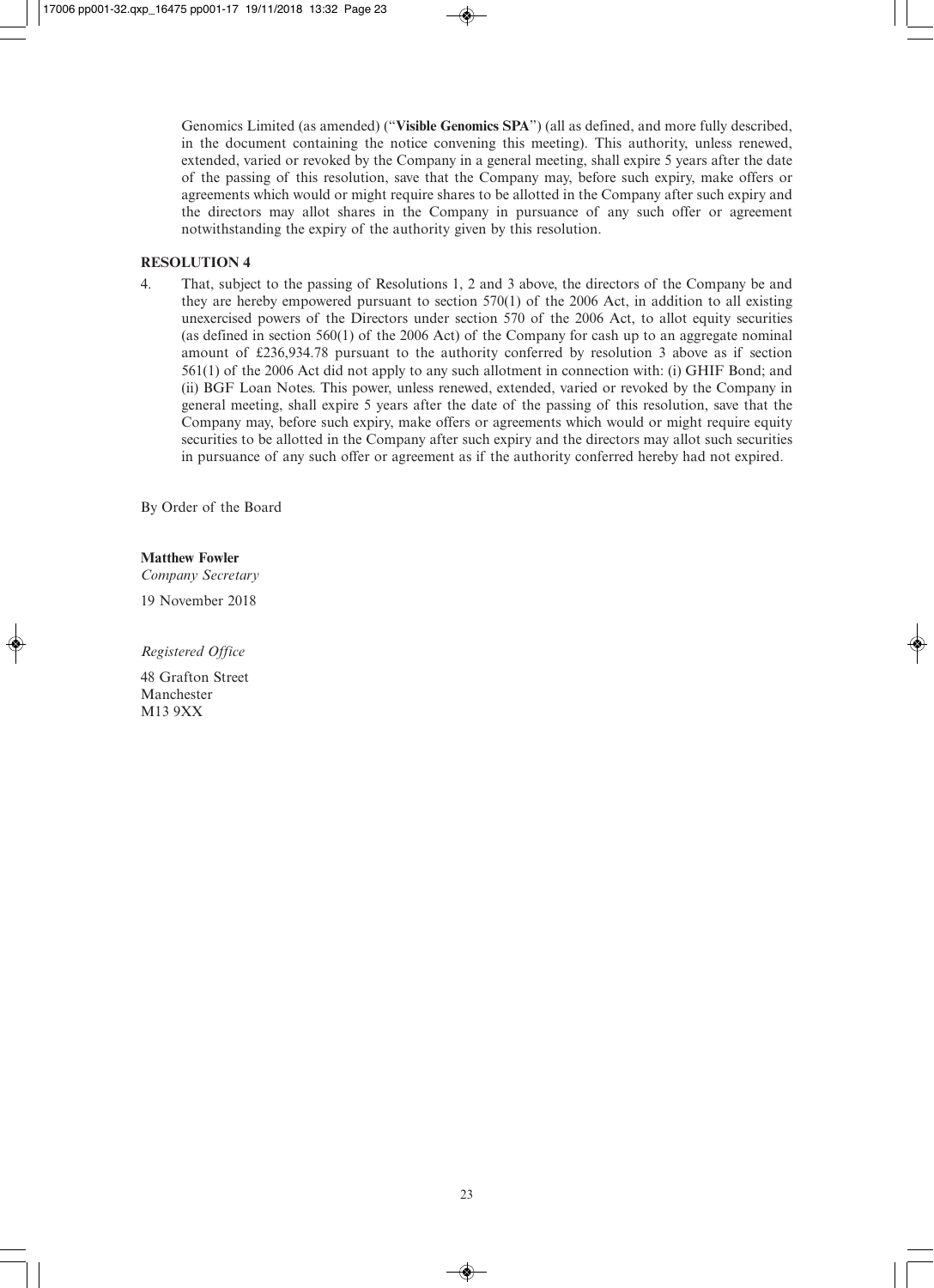Genomics Limited (as amended) ("**Visible Genomics SPA**") (all as defined, and more fully described, in the document containing the notice convening this meeting). This authority, unless renewed, extended, varied or revoked by the Company in a general meeting, shall expire 5 years after the date of the passing of this resolution, save that the Company may, before such expiry, make offers or agreements which would or might require shares to be allotted in the Company after such expiry and the directors may allot shares in the Company in pursuance of any such offer or agreement notwithstanding the expiry of the authority given by this resolution.

**RESOLUTION 4**

4. That, subject to the passing of Resolutions 1, 2 and 3 above, the directors of the Company be and they are hereby empowered pursuant to section 570(1) of the 2006 Act, in addition to all existing unexercised powers of the Directors under section 570 of the 2006 Act, to allot equity securities (as defined in section 560(1) of the 2006 Act) of the Company for cash up to an aggregate nominal amount of £236,934.78 pursuant to the authority conferred by resolution 3 above as if section 561(1) of the 2006 Act did not apply to any such allotment in connection with: (i) GHIF Bond; and (ii) BGF Loan Notes. This power, unless renewed, extended, varied or revoked by the Company in general meeting, shall expire 5 years after the date of the passing of this resolution, save that the Company may, before such expiry, make offers or agreements which would or might require equity securities to be allotted in the Company after such expiry and the directors may allot such securities in pursuance of any such offer or agreement as if the authority conferred hereby had not expired.

By Order of the Board

**Matthew Fowler**
*Company Secretary*

19 November 2018

*Registered Office*

48 Grafton Street
Manchester
M13 9XX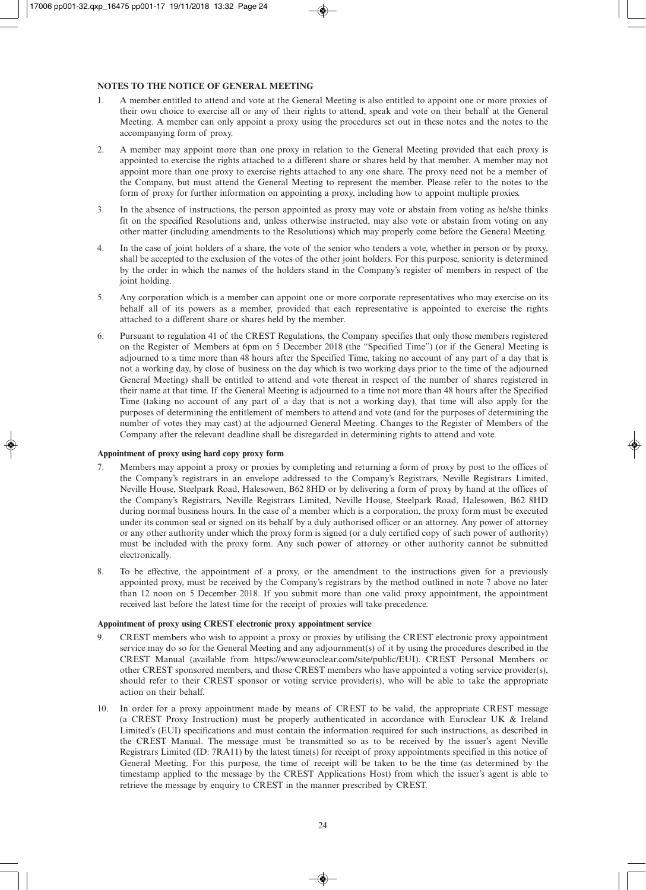## NOTES TO THE NOTICE OF GENERAL MEETING

1. A member entitled to attend and vote at the General Meeting is also entitled to appoint one or more proxies of their own choice to exercise all or any of their rights to attend, speak and vote on their behalf at the General Meeting. A member can only appoint a proxy using the procedures set out in these notes and the notes to the accompanying form of proxy.

2. A member may appoint more than one proxy in relation to the General Meeting provided that each proxy is appointed to exercise the rights attached to a different share or shares held by that member. A member may not appoint more than one proxy to exercise rights attached to any one share. The proxy need not be a member of the Company, but must attend the General Meeting to represent the member. Please refer to the notes to the form of proxy for further information on appointing a proxy, including how to appoint multiple proxies.

3. In the absence of instructions, the person appointed as proxy may vote or abstain from voting as he/she thinks fit on the specified Resolutions and, unless otherwise instructed, may also vote or abstain from voting on any other matter (including amendments to the Resolutions) which may properly come before the General Meeting.

4. In the case of joint holders of a share, the vote of the senior who tenders a vote, whether in person or by proxy, shall be accepted to the exclusion of the votes of the other joint holders. For this purpose, seniority is determined by the order in which the names of the holders stand in the Company's register of members in respect of the joint holding.

5. Any corporation which is a member can appoint one or more corporate representatives who may exercise on its behalf all of its powers as a member, provided that each representative is appointed to exercise the rights attached to a different share or shares held by the member.

6. Pursuant to regulation 41 of the CREST Regulations, the Company specifies that only those members registered on the Register of Members at 6pm on 5 December 2018 (the "Specified Time") (or if the General Meeting is adjourned to a time more than 48 hours after the Specified Time, taking no account of any part of a day that is not a working day, by close of business on the day which is two working days prior to the time of the adjourned General Meeting) shall be entitled to attend and vote thereat in respect of the number of shares registered in their name at that time. If the General Meeting is adjourned to a time not more than 48 hours after the Specified Time (taking no account of any part of a day that is not a working day), that time will also apply for the purposes of determining the entitlement of members to attend and vote (and for the purposes of determining the number of votes they may cast) at the adjourned General Meeting. Changes to the Register of Members of the Company after the relevant deadline shall be disregarded in determining rights to attend and vote.

### Appointment of proxy using hard copy proxy form

7. Members may appoint a proxy or proxies by completing and returning a form of proxy by post to the offices of the Company's registrars in an envelope addressed to the Company's Registrars, Neville Registrars Limited, Neville House, Steelpark Road, Halesowen, B62 8HD or by delivering a form of proxy by hand at the offices of the Company's Registrars, Neville Registrars Limited, Neville House, Steelpark Road, Halesowen, B62 8HD during normal business hours. In the case of a member which is a corporation, the proxy form must be executed under its common seal or signed on its behalf by a duly authorised officer or an attorney. Any power of attorney or any other authority under which the proxy form is signed (or a duly certified copy of such power of authority) must be included with the proxy form. Any such power of attorney or other authority cannot be submitted electronically.

8. To be effective, the appointment of a proxy, or the amendment to the instructions given for a previously appointed proxy, must be received by the Company's registrars by the method outlined in note 7 above no later than 12 noon on 5 December 2018. If you submit more than one valid proxy appointment, the appointment received last before the latest time for the receipt of proxies will take precedence.

### Appointment of proxy using CREST electronic proxy appointment service

9. CREST members who wish to appoint a proxy or proxies by utilising the CREST electronic proxy appointment service may do so for the General Meeting and any adjournment(s) of it by using the procedures described in the CREST Manual (available from https://www.euroclear.com/site/public/EUI). CREST Personal Members or other CREST sponsored members, and those CREST members who have appointed a voting service provider(s), should refer to their CREST sponsor or voting service provider(s), who will be able to take the appropriate action on their behalf.

10. In order for a proxy appointment made by means of CREST to be valid, the appropriate CREST message (a CREST Proxy Instruction) must be properly authenticated in accordance with Euroclear UK & Ireland Limited's (EUI) specifications and must contain the information required for such instructions, as described in the CREST Manual. The message must be transmitted so as to be received by the issuer's agent Neville Registrars Limited (ID: 7RA11) by the latest time(s) for receipt of proxy appointments specified in this notice of General Meeting. For this purpose, the time of receipt will be taken to be the time (as determined by the timestamp applied to the message by the CREST Applications Host) from which the issuer's agent is able to retrieve the message by enquiry to CREST in the manner prescribed by CREST.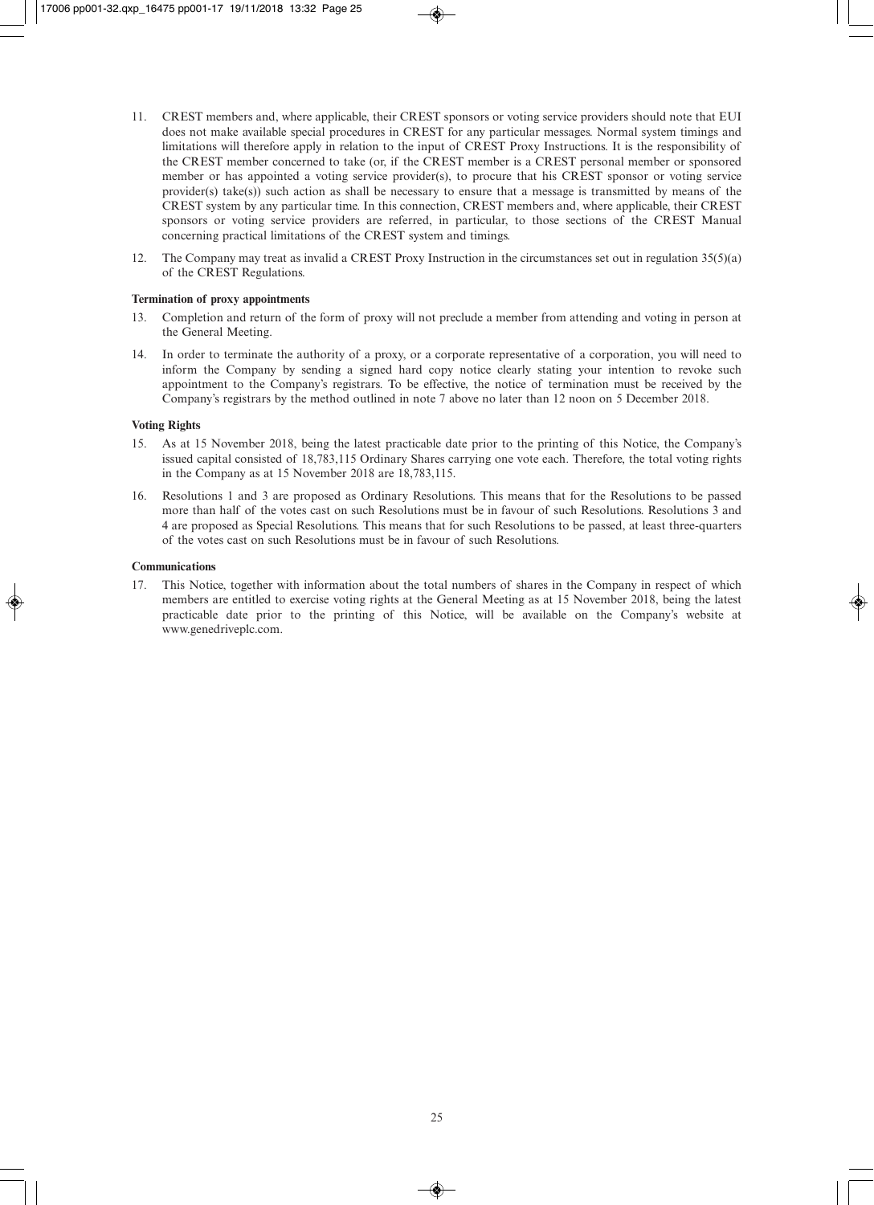11. CREST members and, where applicable, their CREST sponsors or voting service providers should note that EUI does not make available special procedures in CREST for any particular messages. Normal system timings and limitations will therefore apply in relation to the input of CREST Proxy Instructions. It is the responsibility of the CREST member concerned to take (or, if the CREST member is a CREST personal member or sponsored member or has appointed a voting service provider(s), to procure that his CREST sponsor or voting service provider(s) take(s)) such action as shall be necessary to ensure that a message is transmitted by means of the CREST system by any particular time. In this connection, CREST members and, where applicable, their CREST sponsors or voting service providers are referred, in particular, to those sections of the CREST Manual concerning practical limitations of the CREST system and timings.

12. The Company may treat as invalid a CREST Proxy Instruction in the circumstances set out in regulation 35(5)(a) of the CREST Regulations.

**Termination of proxy appointments**

13. Completion and return of the form of proxy will not preclude a member from attending and voting in person at the General Meeting.

14. In order to terminate the authority of a proxy, or a corporate representative of a corporation, you will need to inform the Company by sending a signed hard copy notice clearly stating your intention to revoke such appointment to the Company's registrars. To be effective, the notice of termination must be received by the Company's registrars by the method outlined in note 7 above no later than 12 noon on 5 December 2018.

**Voting Rights**

15. As at 15 November 2018, being the latest practicable date prior to the printing of this Notice, the Company's issued capital consisted of 18,783,115 Ordinary Shares carrying one vote each. Therefore, the total voting rights in the Company as at 15 November 2018 are 18,783,115.

16. Resolutions 1 and 3 are proposed as Ordinary Resolutions. This means that for the Resolutions to be passed more than half of the votes cast on such Resolutions must be in favour of such Resolutions. Resolutions 3 and 4 are proposed as Special Resolutions. This means that for such Resolutions to be passed, at least three-quarters of the votes cast on such Resolutions must be in favour of such Resolutions.

**Communications**

17. This Notice, together with information about the total numbers of shares in the Company in respect of which members are entitled to exercise voting rights at the General Meeting as at 15 November 2018, being the latest practicable date prior to the printing of this Notice, will be available on the Company's website at www.genedriveplc.com.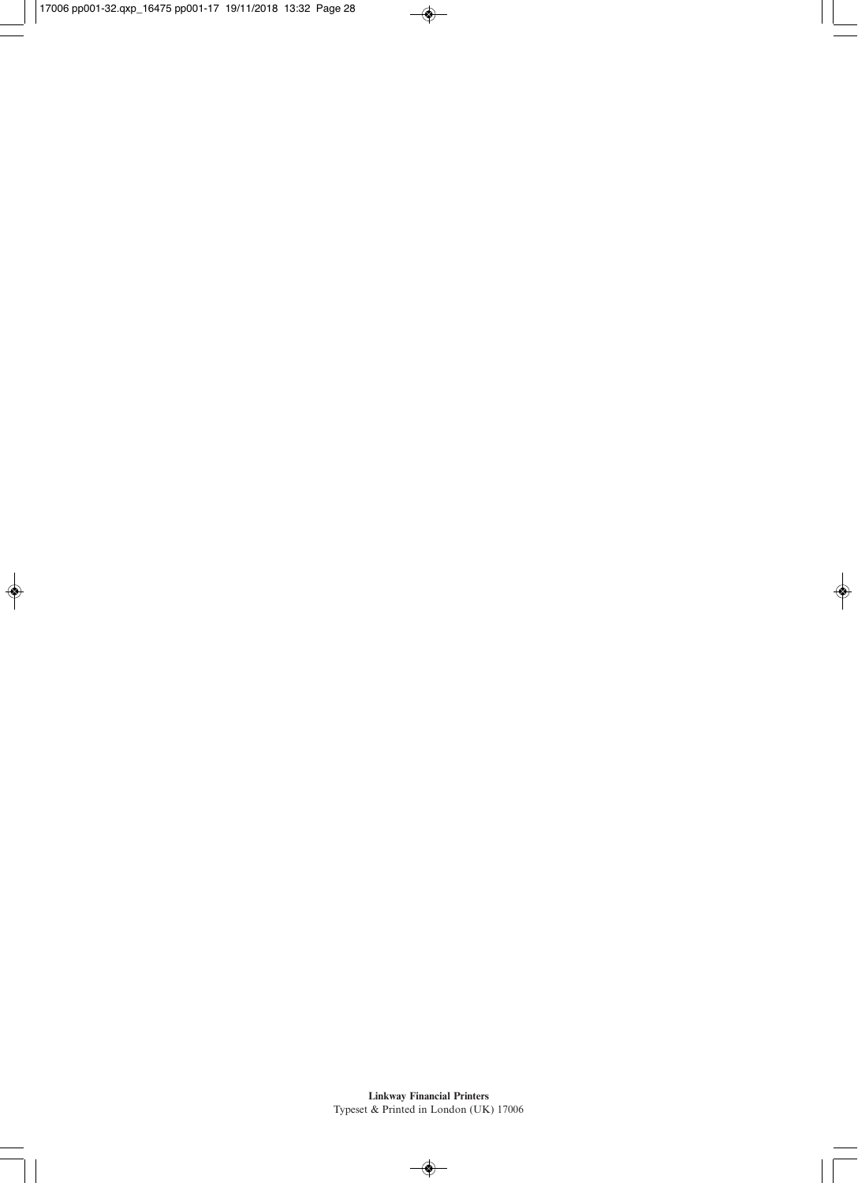**Linkway Financial Printers**
Typeset & Printed in London (UK) 17006